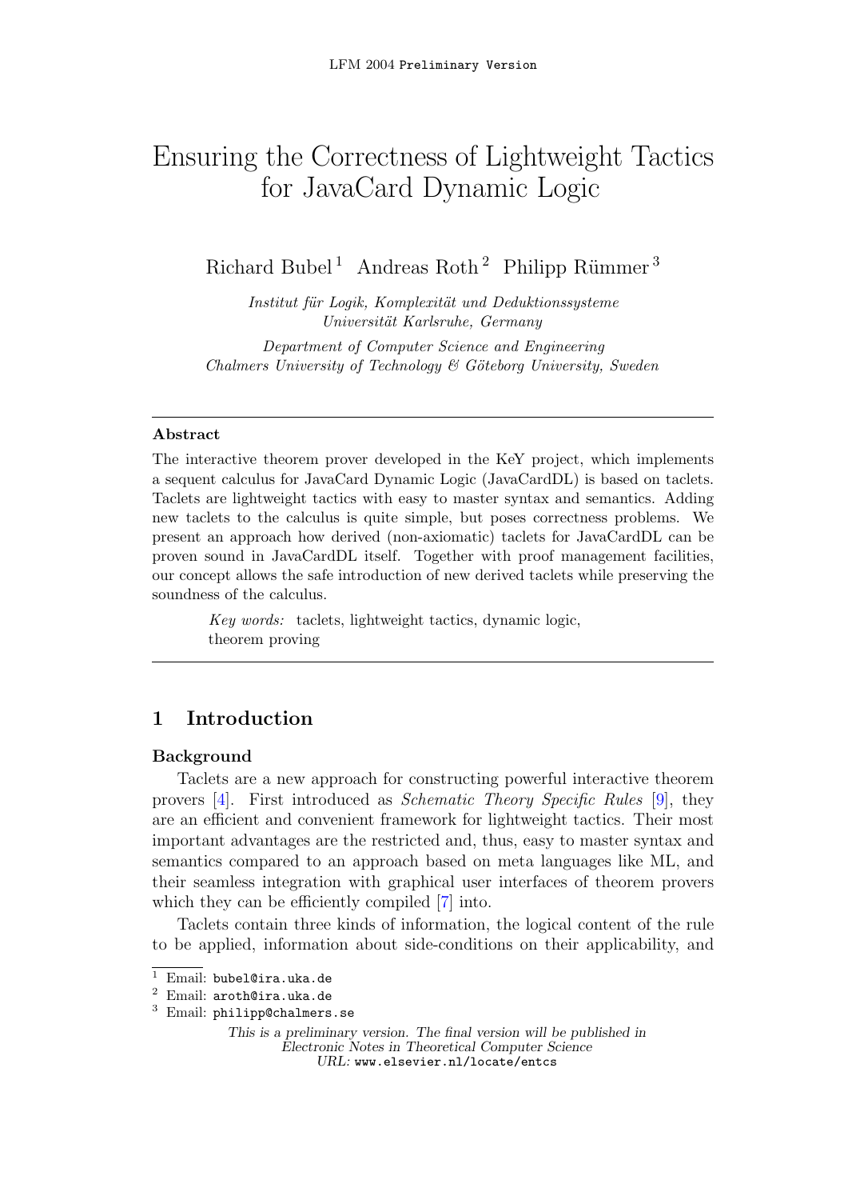# Ensuring the Correctness of Lightweight Tactics for JavaCard Dynamic Logic

Richard Bubel [1] Andreas Roth [2] Philipp Rümmer [3]

*Institut für Logik, Komplexität und Deduktionssysteme*
*Universität Karlsruhe, Germany*

*Department of Computer Science and Engineering*
*Chalmers University of Technology & Göteborg University, Sweden*

---

**Abstract**

The interactive theorem prover developed in the KeY project, which implements a sequent calculus for JavaCard Dynamic Logic (JavaCardDL) is based on taclets. Taclets are lightweight tactics with easy to master syntax and semantics. Adding new taclets to the calculus is quite simple, but poses correctness problems. We present an approach how derived (non-axiomatic) taclets for JavaCardDL can be proven sound in JavaCardDL itself. Together with proof management facilities, our concept allows the safe introduction of new derived taclets while preserving the soundness of the calculus.

*Key words:* taclets, lightweight tactics, dynamic logic, theorem proving

---

## 1 Introduction

**Background**

Taclets are a new approach for constructing powerful interactive theorem provers [4]. First introduced as *Schematic Theory Specific Rules* [9], they are an efficient and convenient framework for lightweight tactics. Their most important advantages are the restricted and, thus, easy to master syntax and semantics compared to an approach based on meta languages like ML, and their seamless integration with graphical user interfaces of theorem provers which they can be efficiently compiled [7] into.

Taclets contain three kinds of information, the logical content of the rule to be applied, information about side-conditions on their applicability, and

---

[1] Email: `bubel@ira.uka.de`

[2] Email: `aroth@ira.uka.de`

[3] Email: `philipp@chalmers.se`

*This is a preliminary version. The final version will be published in Electronic Notes in Theoretical Computer Science*
*URL:* `www.elsevier.nl/locate/entcs`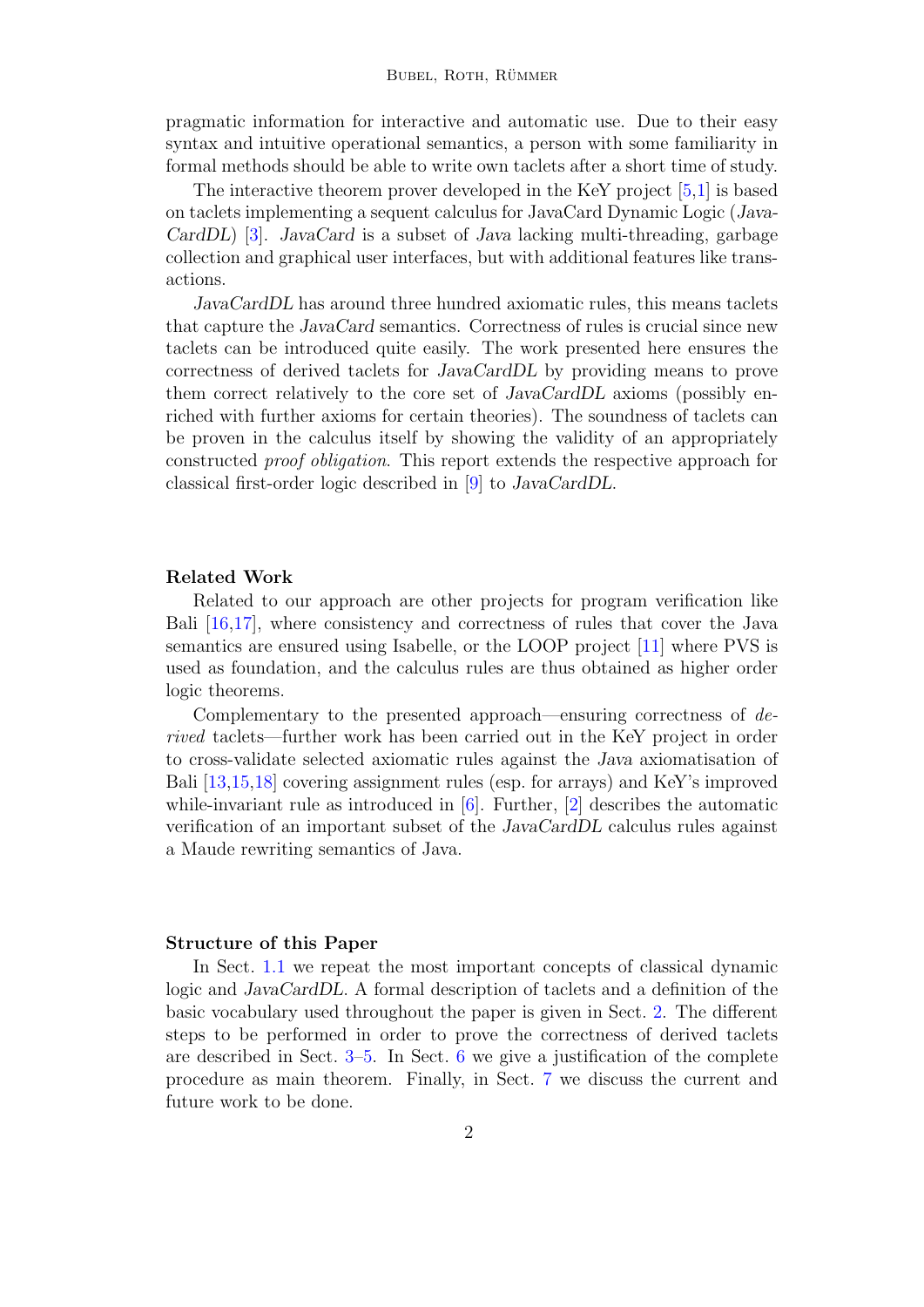pragmatic information for interactive and automatic use. Due to their easy syntax and intuitive operational semantics, a person with some familiarity in formal methods should be able to write own taclets after a short time of study.

The interactive theorem prover developed in the KeY project [5,1] is based on taclets implementing a sequent calculus for JavaCard Dynamic Logic (*JavaCardDL*) [3]. *JavaCard* is a subset of *Java* lacking multi-threading, garbage collection and graphical user interfaces, but with additional features like transactions.

*JavaCardDL* has around three hundred axiomatic rules, this means taclets that capture the *JavaCard* semantics. Correctness of rules is crucial since new taclets can be introduced quite easily. The work presented here ensures the correctness of derived taclets for *JavaCardDL* by providing means to prove them correct relatively to the core set of *JavaCardDL* axioms (possibly enriched with further axioms for certain theories). The soundness of taclets can be proven in the calculus itself by showing the validity of an appropriately constructed *proof obligation*. This report extends the respective approach for classical first-order logic described in [9] to *JavaCardDL*.

**Related Work**

Related to our approach are other projects for program verification like Bali [16,17], where consistency and correctness of rules that cover the Java semantics are ensured using Isabelle, or the LOOP project [11] where PVS is used as foundation, and the calculus rules are thus obtained as higher order logic theorems.

Complementary to the presented approach—ensuring correctness of *derived* taclets—further work has been carried out in the KeY project in order to cross-validate selected axiomatic rules against the *Java* axiomatisation of Bali [13,15,18] covering assignment rules (esp. for arrays) and KeY's improved while-invariant rule as introduced in [6]. Further, [2] describes the automatic verification of an important subset of the *JavaCardDL* calculus rules against a Maude rewriting semantics of Java.

**Structure of this Paper**

In Sect. 1.1 we repeat the most important concepts of classical dynamic logic and *JavaCardDL*. A formal description of taclets and a definition of the basic vocabulary used throughout the paper is given in Sect. 2. The different steps to be performed in order to prove the correctness of derived taclets are described in Sect. 3–5. In Sect. 6 we give a justification of the complete procedure as main theorem. Finally, in Sect. 7 we discuss the current and future work to be done.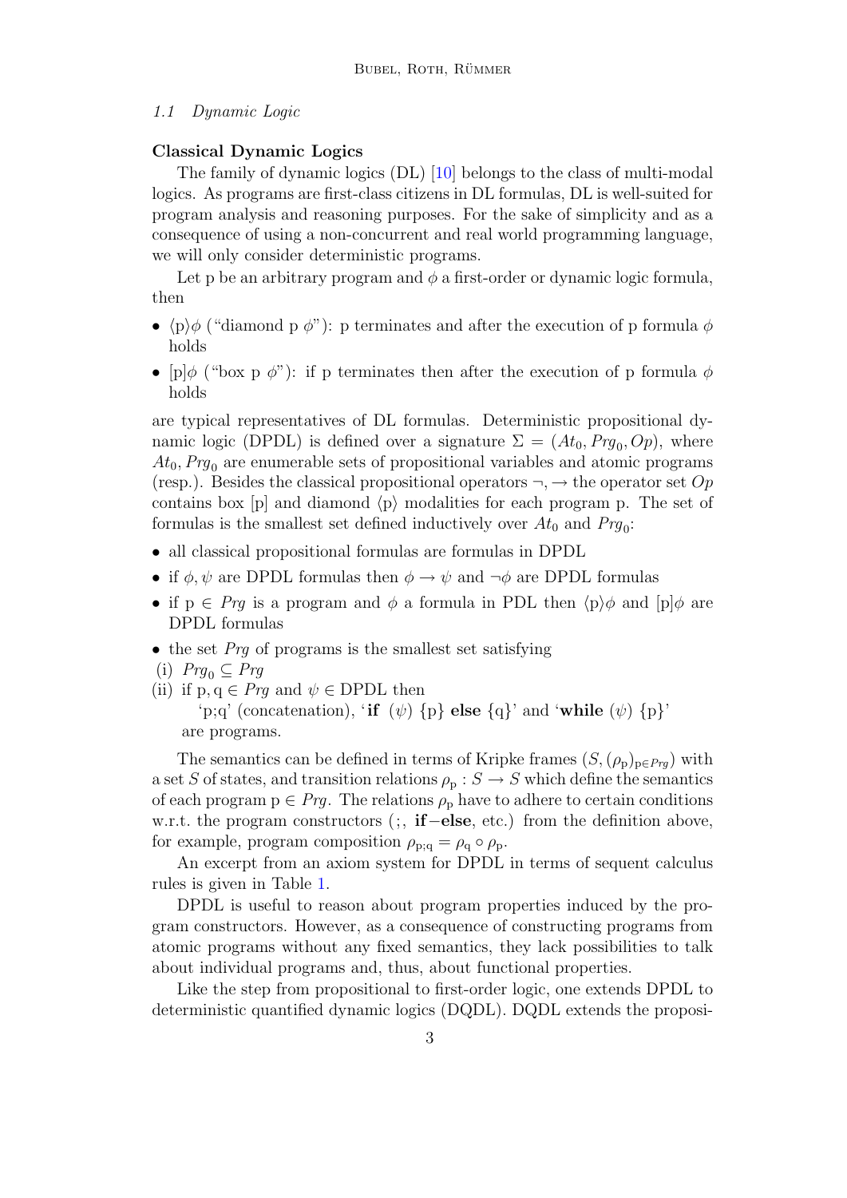### 1.1 Dynamic Logic

**Classical Dynamic Logics**

The family of dynamic logics (DL) [10] belongs to the class of multi-modal logics. As programs are first-class citizens in DL formulas, DL is well-suited for program analysis and reasoning purposes. For the sake of simplicity and as a consequence of using a non-concurrent and real world programming language, we will only consider deterministic programs.

Let p be an arbitrary program and $\phi$ a first-order or dynamic logic formula, then

- $\langle \mathrm{p} \rangle \phi$ ("diamond p $\phi$"): p terminates and after the execution of p formula $\phi$ holds
- $[\mathrm{p}]\phi$ ("box p $\phi$"): if p terminates then after the execution of p formula $\phi$ holds

are typical representatives of DL formulas. Deterministic propositional dynamic logic (DPDL) is defined over a signature $\Sigma = (At_0, Prg_0, Op)$, where $At_0, Prg_0$ are enumerable sets of propositional variables and atomic programs (resp.). Besides the classical propositional operators $\neg, \rightarrow$ the operator set $Op$ contains box $[\mathrm{p}]$ and diamond $\langle \mathrm{p} \rangle$ modalities for each program p. The set of formulas is the smallest set defined inductively over $At_0$ and $Prg_0$:

- all classical propositional formulas are formulas in DPDL
- if $\phi, \psi$ are DPDL formulas then $\phi \rightarrow \psi$ and $\neg\phi$ are DPDL formulas
- if $\mathrm{p} \in Prg$ is a program and $\phi$ a formula in PDL then $\langle \mathrm{p} \rangle \phi$ and $[\mathrm{p}]\phi$ are DPDL formulas
- the set $Prg$ of programs is the smallest set satisfying
  (i) $Prg_0 \subseteq Prg$
  (ii) if $\mathrm{p}, \mathrm{q} \in Prg$ and $\psi \in$ DPDL then
  'p;q' (concatenation), '**if** $(\psi)$ {p} **else** {q}' and '**while** $(\psi)$ {p}'
  are programs.

The semantics can be defined in terms of Kripke frames $(S, (\rho_\mathrm{p})_{\mathrm{p} \in Prg})$ with a set $S$ of states, and transition relations $\rho_\mathrm{p} : S \rightarrow S$ which define the semantics of each program $\mathrm{p} \in Prg$. The relations $\rho_\mathrm{p}$ have to adhere to certain conditions w.r.t. the program constructors (;, **if**−**else**, etc.) from the definition above, for example, program composition $\rho_{\mathrm{p};\mathrm{q}} = \rho_\mathrm{q} \circ \rho_\mathrm{p}$.

An excerpt from an axiom system for DPDL in terms of sequent calculus rules is given in Table 1.

DPDL is useful to reason about program properties induced by the program constructors. However, as a consequence of constructing programs from atomic programs without any fixed semantics, they lack possibilities to talk about individual programs and, thus, about functional properties.

Like the step from propositional to first-order logic, one extends DPDL to deterministic quantified dynamic logics (DQDL). DQDL extends the proposi-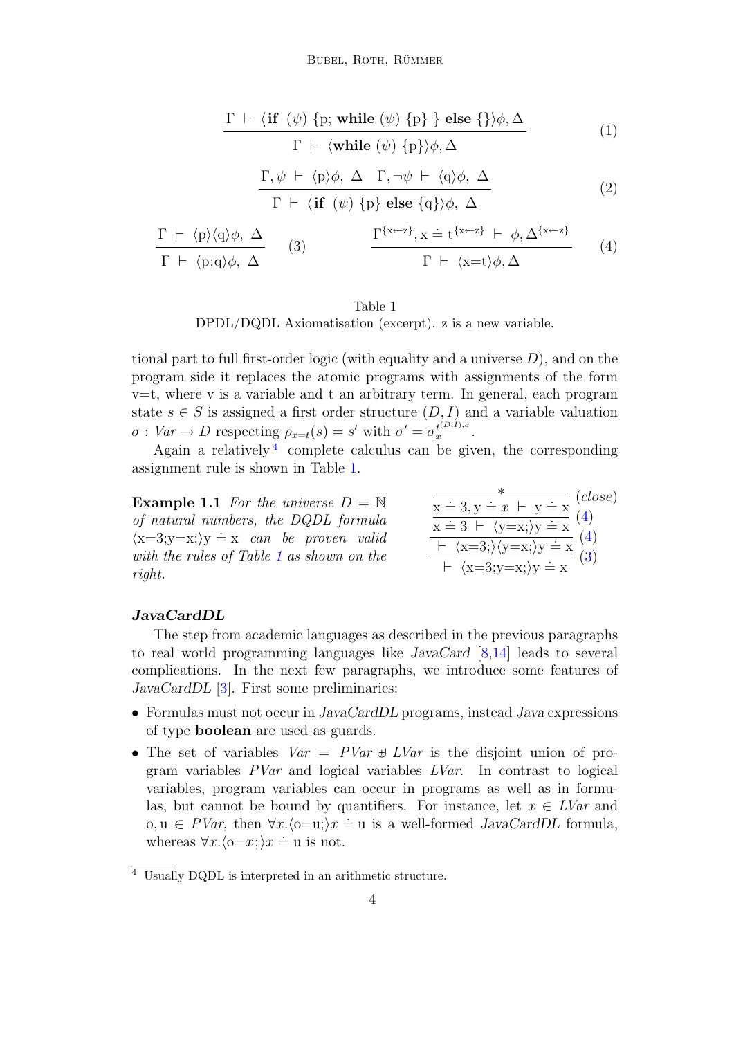$$\frac{\Gamma \vdash \langle \textbf{if } (\psi)\ \{\mathrm{p};\ \textbf{while } (\psi)\ \{\mathrm{p}\}\ \}\ \textbf{else}\ \{\}\rangle\phi, \Delta}{\Gamma \vdash \langle \textbf{while } (\psi)\ \{\mathrm{p}\}\rangle\phi, \Delta} \quad (1)$$

$$\frac{\Gamma, \psi \vdash \langle \mathrm{p}\rangle\phi,\ \Delta \quad \Gamma, \neg\psi \vdash \langle \mathrm{q}\rangle\phi,\ \Delta}{\Gamma \vdash \langle \textbf{if } (\psi)\ \{\mathrm{p}\}\ \textbf{else}\ \{\mathrm{q}\}\rangle\phi,\ \Delta} \quad (2)$$

$$\frac{\Gamma \vdash \langle \mathrm{p}\rangle\langle \mathrm{q}\rangle\phi,\ \Delta}{\Gamma \vdash \langle \mathrm{p;q}\rangle\phi,\ \Delta} \quad (3) \qquad\qquad \frac{\Gamma^{\{\mathrm{x}\leftarrow \mathrm{z}\}}, \mathrm{x} \doteq \mathrm{t}^{\{\mathrm{x}\leftarrow \mathrm{z}\}} \vdash \phi, \Delta^{\{\mathrm{x}\leftarrow \mathrm{z}\}}}{\Gamma \vdash \langle \mathrm{x{=}t}\rangle\phi, \Delta} \quad (4)$$

Table 1
DPDL/DQDL Axiomatisation (excerpt). z is a new variable.

tional part to full first-order logic (with equality and a universe $D$), and on the program side it replaces the atomic programs with assignments of the form v=t, where v is a variable and t an arbitrary term. In general, each program state $s \in S$ is assigned a first order structure $(D, I)$ and a variable valuation $\sigma : \mathit{Var} \to D$ respecting $\rho_{x=t}(s) = s'$ with $\sigma' = \sigma_x^{t^{(D,I),\sigma}}$.

Again a relatively[4] complete calculus can be given, the corresponding assignment rule is shown in Table 1.

**Example 1.1** *For the universe $D = \mathbb{N}$ of natural numbers, the DQDL formula $\langle \mathrm{x{=}3;y{=}x;}\rangle \mathrm{y} \doteq \mathrm{x}$ can be proven valid with the rules of Table 1 as shown on the right.*

$$\cfrac{\cfrac{\cfrac{\cfrac{*}{\mathrm{x} \doteq 3, \mathrm{y} \doteq x \vdash \mathrm{y} \doteq \mathrm{x}}\ (close)}{\mathrm{x} \doteq 3 \vdash \langle \mathrm{y{=}x;}\rangle \mathrm{y} \doteq \mathrm{x}}\ (4)}{\vdash \langle \mathrm{x{=}3;}\rangle\langle \mathrm{y{=}x;}\rangle \mathrm{y} \doteq \mathrm{x}}\ (4)}{\vdash \langle \mathrm{x{=}3;y{=}x;}\rangle \mathrm{y} \doteq \mathrm{x}}\ (3)$$

***JavaCardDL***

The step from academic languages as described in the previous paragraphs to real world programming languages like *JavaCard* [8,14] leads to several complications. In the next few paragraphs, we introduce some features of *JavaCardDL* [3]. First some preliminaries:

- Formulas must not occur in *JavaCardDL* programs, instead *Java* expressions of type **boolean** are used as guards.
- The set of variables $\mathit{Var} = \mathit{PVar} \uplus \mathit{LVar}$ is the disjoint union of program variables $\mathit{PVar}$ and logical variables $\mathit{LVar}$. In contrast to logical variables, program variables can occur in programs as well as in formulas, but cannot be bound by quantifiers. For instance, let $x \in \mathit{LVar}$ and $\mathrm{o}, \mathrm{u} \in \mathit{PVar}$, then $\forall x.\langle \mathrm{o{=}u;}\rangle x \doteq \mathrm{u}$ is a well-formed *JavaCardDL* formula, whereas $\forall x.\langle \mathrm{o}{=}x;\rangle x \doteq \mathrm{u}$ is not.

[4] Usually DQDL is interpreted in an arithmetic structure.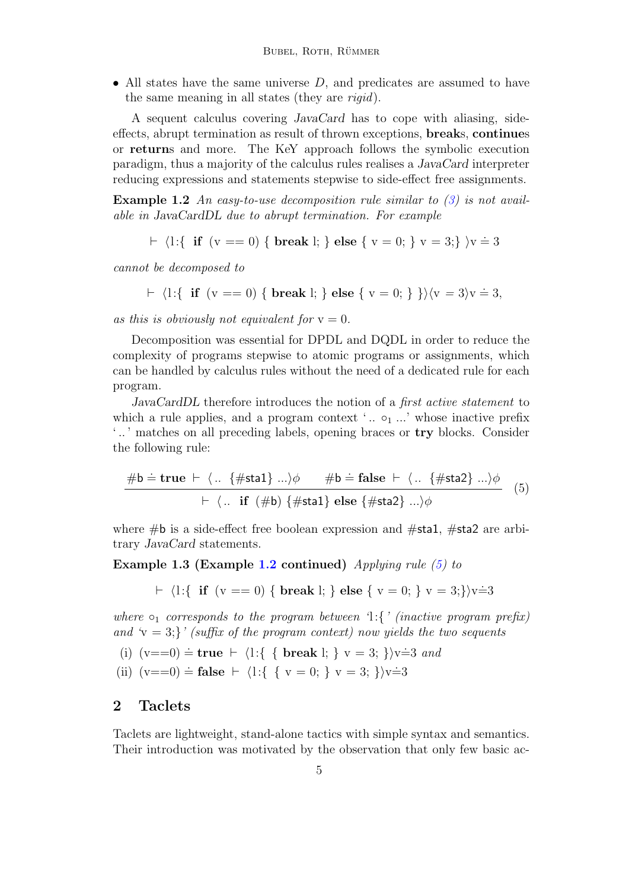- All states have the same universe $D$, and predicates are assumed to have the same meaning in all states (they are *rigid*).

A sequent calculus covering *JavaCard* has to cope with aliasing, side-effects, abrupt termination as result of thrown exceptions, **break**s, **continue**s or **return**s and more. The KeY approach follows the symbolic execution paradigm, thus a majority of the calculus rules realises a *JavaCard* interpreter reducing expressions and statements stepwise to side-effect free assignments.

**Example 1.2** *An easy-to-use decomposition rule similar to (3) is not available in JavaCardDL due to abrupt termination. For example*

$$\vdash \langle \text{l:\{ } \textbf{if} \text{ (v == 0) \{ } \textbf{break} \text{ l; \} } \textbf{else} \text{ \{ v = 0; \} v = 3;\} } \rangle \text{v} \doteq 3$$

*cannot be decomposed to*

$$\vdash \langle \text{l:\{ } \textbf{if} \text{ (v == 0) \{ } \textbf{break} \text{ l; \} } \textbf{else} \text{ \{ v = 0; \} \}} \rangle \langle \text{v = 3} \rangle \text{v} \doteq 3,$$

*as this is obviously not equivalent for* $\text{v} = 0$.

Decomposition was essential for DPDL and DQDL in order to reduce the complexity of programs stepwise to atomic programs or assignments, which can be handled by calculus rules without the need of a dedicated rule for each program.

*JavaCardDL* therefore introduces the notion of a *first active statement* to which a rule applies, and a program context '.. $\circ_1$ ...' whose inactive prefix '..' matches on all preceding labels, opening braces or **try** blocks. Consider the following rule:

$$\frac{\#\mathsf{b} \doteq \textbf{true} \vdash \langle ..\ \{\#\mathsf{sta1}\}\ ...\rangle\phi \qquad \#\mathsf{b} \doteq \textbf{false} \vdash \langle ..\ \{\#\mathsf{sta2}\}\ ...\rangle\phi}{\vdash \langle ..\ \textbf{if}\ (\#\mathsf{b})\ \{\#\mathsf{sta1}\}\ \textbf{else}\ \{\#\mathsf{sta2}\}\ ...\rangle\phi} \quad (5)$$

where $\#\mathsf{b}$ is a side-effect free boolean expression and $\#\mathsf{sta1}$, $\#\mathsf{sta2}$ are arbitrary *JavaCard* statements.

**Example 1.3 (Example 1.2 continued)** *Applying rule (5) to*

$$\vdash \langle \text{l:\{ } \textbf{if} \text{ (v == 0) \{ } \textbf{break} \text{ l; \} } \textbf{else} \text{ \{ v = 0; \} v = 3;\}} \rangle \text{v} \doteq 3$$

*where* $\circ_1$ *corresponds to the program between* 'l:{' *(inactive program prefix) and* 'v = 3;}' *(suffix of the program context) now yields the two sequents*

(i) $(\text{v==0}) \doteq \textbf{true} \vdash \langle \text{l:\{ \{ } \textbf{break} \text{ l; \} v = 3; \}} \rangle \text{v} \doteq 3$ *and*

(ii) $(\text{v==0}) \doteq \textbf{false} \vdash \langle \text{l:\{ \{ v = 0; \} v = 3; \}} \rangle \text{v} \doteq 3$

## 2 Taclets

Taclets are lightweight, stand-alone tactics with simple syntax and semantics. Their introduction was motivated by the observation that only few basic ac-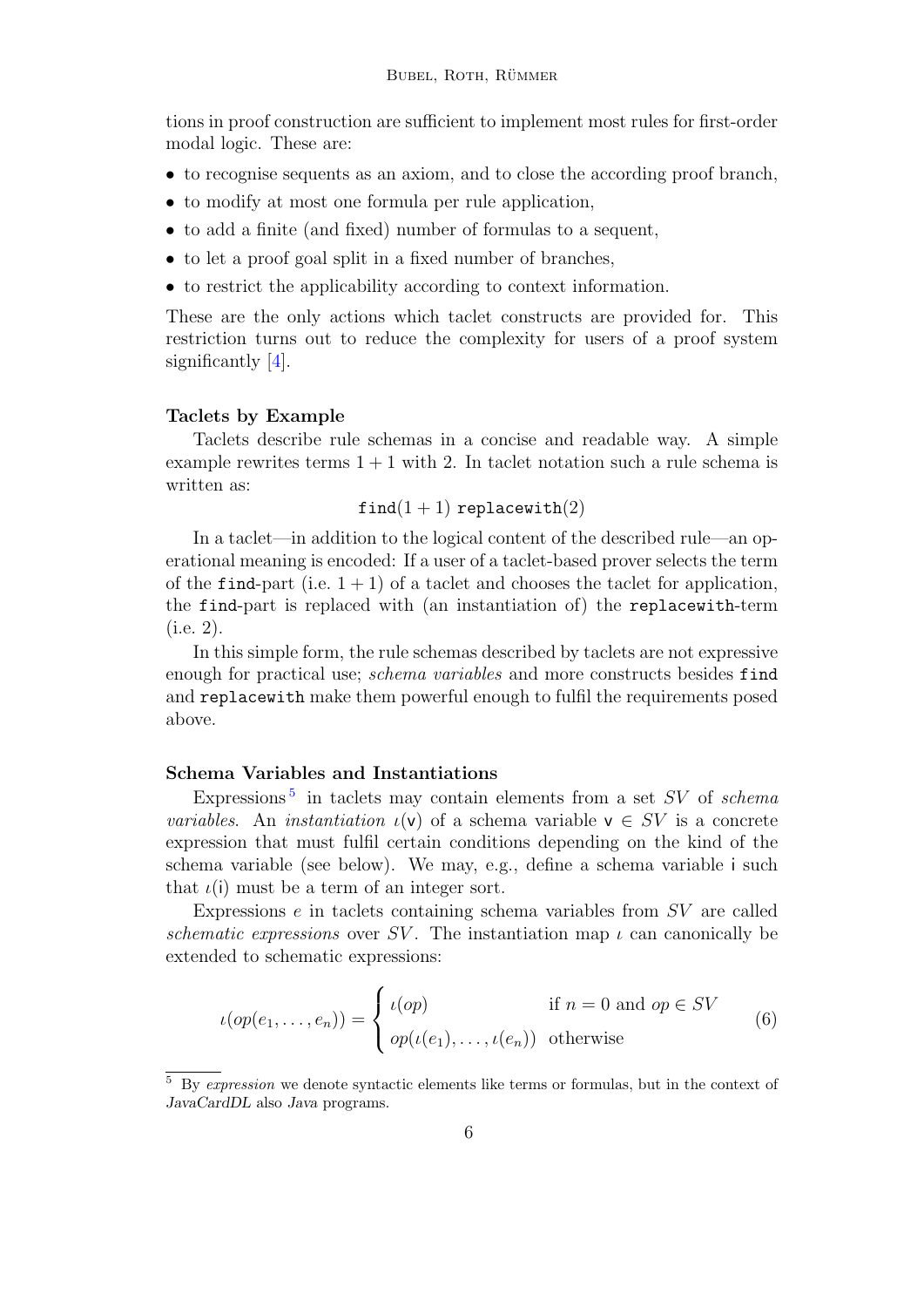tions in proof construction are sufficient to implement most rules for first-order modal logic. These are:

- to recognise sequents as an axiom, and to close the according proof branch,
- to modify at most one formula per rule application,
- to add a finite (and fixed) number of formulas to a sequent,
- to let a proof goal split in a fixed number of branches,
- to restrict the applicability according to context information.

These are the only actions which taclet constructs are provided for. This restriction turns out to reduce the complexity for users of a proof system significantly [4].

#### Taclets by Example

Taclets describe rule schemas in a concise and readable way. A simple example rewrites terms $1 + 1$ with 2. In taclet notation such a rule schema is written as:

$$\texttt{find}(1+1)\ \texttt{replacewith}(2)$$

In a taclet—in addition to the logical content of the described rule—an operational meaning is encoded: If a user of a taclet-based prover selects the term of the `find`-part (i.e. $1 + 1$) of a taclet and chooses the taclet for application, the `find`-part is replaced with (an instantiation of) the `replacewith`-term (i.e. 2).

In this simple form, the rule schemas described by taclets are not expressive enough for practical use; *schema variables* and more constructs besides `find` and `replacewith` make them powerful enough to fulfil the requirements posed above.

#### Schema Variables and Instantiations

Expressions [5] in taclets may contain elements from a set $SV$ of *schema variables*. An *instantiation* $\iota(\mathsf{v})$ of a schema variable $\mathsf{v} \in SV$ is a concrete expression that must fulfil certain conditions depending on the kind of the schema variable (see below). We may, e.g., define a schema variable $\mathsf{i}$ such that $\iota(\mathsf{i})$ must be a term of an integer sort.

Expressions $e$ in taclets containing schema variables from $SV$ are called *schematic expressions* over $SV$. The instantiation map $\iota$ can canonically be extended to schematic expressions:

$$\iota(op(e_1, \ldots, e_n)) = \begin{cases} \iota(op) & \text{if } n = 0 \text{ and } op \in SV \\ op(\iota(e_1), \ldots, \iota(e_n)) & \text{otherwise} \end{cases} \tag{6}$$

[5] By *expression* we denote syntactic elements like terms or formulas, but in the context of *JavaCardDL* also *Java* programs.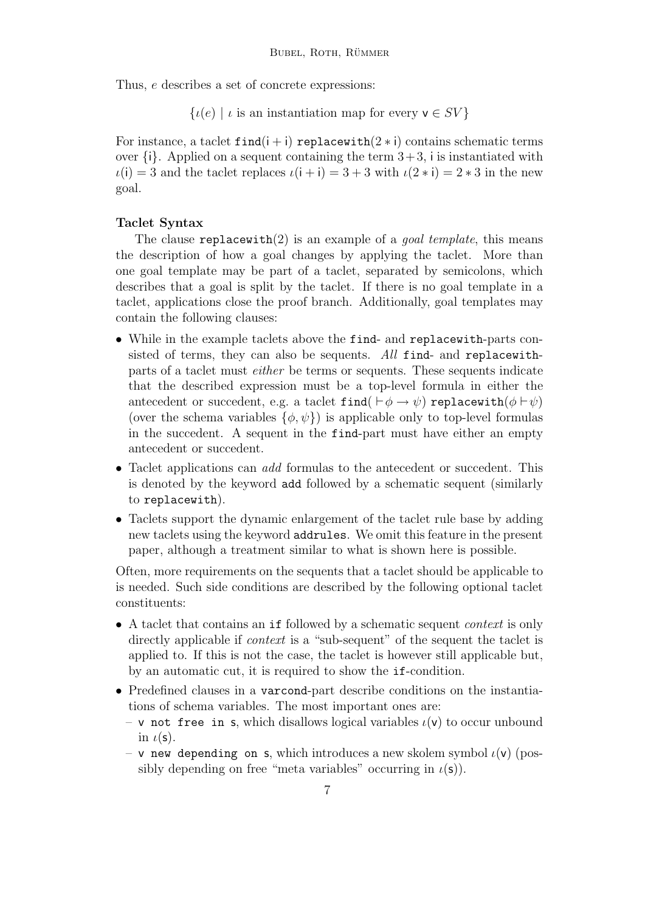Thus, $e$ describes a set of concrete expressions:

$$\{\iota(e) \mid \iota \text{ is an instantiation map for every } \mathsf{v} \in SV\}$$

For instance, a taclet `find`$(\mathsf{i}+\mathsf{i})$ `replacewith`$(2*\mathsf{i})$ contains schematic terms over $\{\mathsf{i}\}$. Applied on a sequent containing the term $3+3$, $\mathsf{i}$ is instantiated with $\iota(\mathsf{i}) = 3$ and the taclet replaces $\iota(\mathsf{i}+\mathsf{i}) = 3+3$ with $\iota(2*\mathsf{i}) = 2*3$ in the new goal.

**Taclet Syntax**

The clause `replacewith`(2) is an example of a *goal template*, this means the description of how a goal changes by applying the taclet. More than one goal template may be part of a taclet, separated by semicolons, which describes that a goal is split by the taclet. If there is no goal template in a taclet, applications close the proof branch. Additionally, goal templates may contain the following clauses:

- While in the example taclets above the `find`- and `replacewith`-parts consisted of terms, they can also be sequents. *All* `find`- and `replacewith`-parts of a taclet must *either* be terms or sequents. These sequents indicate that the described expression must be a top-level formula in either the antecedent or succedent, e.g. a taclet `find`$(\vdash \phi \rightarrow \psi)$ `replacewith`$(\phi \vdash \psi)$ (over the schema variables $\{\phi, \psi\}$) is applicable only to top-level formulas in the succedent. A sequent in the `find`-part must have either an empty antecedent or succedent.
- Taclet applications can *add* formulas to the antecedent or succedent. This is denoted by the keyword `add` followed by a schematic sequent (similarly to `replacewith`).
- Taclets support the dynamic enlargement of the taclet rule base by adding new taclets using the keyword `addrules`. We omit this feature in the present paper, although a treatment similar to what is shown here is possible.

Often, more requirements on the sequents that a taclet should be applicable to is needed. Such side conditions are described by the following optional taclet constituents:

- A taclet that contains an `if` followed by a schematic sequent *context* is only directly applicable if *context* is a "sub-sequent" of the sequent the taclet is applied to. If this is not the case, the taclet is however still applicable but, by an automatic cut, it is required to show the `if`-condition.
- Predefined clauses in a `varcond`-part describe conditions on the instantiations of schema variables. The most important ones are:
  - `v not free in s`, which disallows logical variables $\iota(\mathsf{v})$ to occur unbound in $\iota(\mathsf{s})$.
  - `v new depending on s`, which introduces a new skolem symbol $\iota(\mathsf{v})$ (possibly depending on free "meta variables" occurring in $\iota(\mathsf{s})$).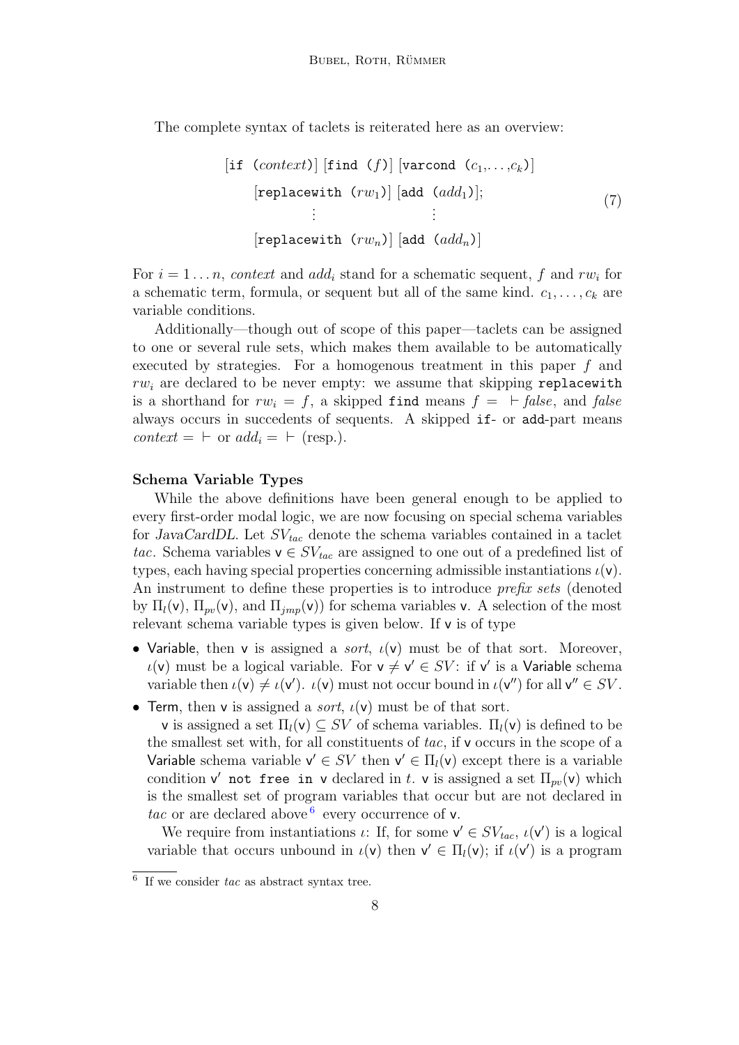The complete syntax of taclets is reiterated here as an overview:

$$
\begin{array}{l}
[\texttt{if } (\textit{context})]\ [\texttt{find } (f)]\ [\texttt{varcond } (c_1,\ldots,c_k)] \\
\quad [\texttt{replacewith } (rw_1)]\ [\texttt{add } (add_1)]; \\
\quad \qquad \vdots \qquad\qquad\qquad \vdots \\
\quad [\texttt{replacewith } (rw_n)]\ [\texttt{add } (add_n)]
\end{array}
\tag{7}
$$

For $i = 1 \ldots n$, *context* and $add_i$ stand for a schematic sequent, $f$ and $rw_i$ for a schematic term, formula, or sequent but all of the same kind. $c_1, \ldots, c_k$ are variable conditions.

Additionally—though out of scope of this paper—taclets can be assigned to one or several rule sets, which makes them available to be automatically executed by strategies. For a homogenous treatment in this paper $f$ and $rw_i$ are declared to be never empty: we assume that skipping `replacewith` is a shorthand for $rw_i = f$, a skipped `find` means $f = \ \vdash \mathit{false}$, and *false* always occurs in succedents of sequents. A skipped `if`- or `add`-part means $\mathit{context} = \ \vdash$ or $add_i = \ \vdash$ (resp.).

**Schema Variable Types**

While the above definitions have been general enough to be applied to every first-order modal logic, we are now focusing on special schema variables for *JavaCardDL*. Let $SV_{tac}$ denote the schema variables contained in a taclet *tac*. Schema variables $\mathsf{v} \in SV_{tac}$ are assigned to one out of a predefined list of types, each having special properties concerning admissible instantiations $\iota(\mathsf{v})$. An instrument to define these properties is to introduce *prefix sets* (denoted by $\Pi_l(\mathsf{v})$, $\Pi_{pv}(\mathsf{v})$, and $\Pi_{jmp}(\mathsf{v})$) for schema variables $\mathsf{v}$. A selection of the most relevant schema variable types is given below. If $\mathsf{v}$ is of type

- Variable, then $\mathsf{v}$ is assigned a *sort*, $\iota(\mathsf{v})$ must be of that sort. Moreover, $\iota(\mathsf{v})$ must be a logical variable. For $\mathsf{v} \neq \mathsf{v}' \in SV$: if $\mathsf{v}'$ is a Variable schema variable then $\iota(\mathsf{v}) \neq \iota(\mathsf{v}')$. $\iota(\mathsf{v})$ must not occur bound in $\iota(\mathsf{v}'')$ for all $\mathsf{v}'' \in SV$.
- Term, then $\mathsf{v}$ is assigned a *sort*, $\iota(\mathsf{v})$ must be of that sort.

  $\mathsf{v}$ is assigned a set $\Pi_l(\mathsf{v}) \subseteq SV$ of schema variables. $\Pi_l(\mathsf{v})$ is defined to be the smallest set with, for all constituents of *tac*, if $\mathsf{v}$ occurs in the scope of a Variable schema variable $\mathsf{v}' \in SV$ then $\mathsf{v}' \in \Pi_l(\mathsf{v})$ except there is a variable condition $\mathsf{v}'$ `not free in` $\mathsf{v}$ declared in $t$. $\mathsf{v}$ is assigned a set $\Pi_{pv}(\mathsf{v})$ which is the smallest set of program variables that occur but are not declared in *tac* or are declared above[6] every occurrence of $\mathsf{v}$.

  We require from instantiations $\iota$: If, for some $\mathsf{v}' \in SV_{tac}$, $\iota(\mathsf{v}')$ is a logical variable that occurs unbound in $\iota(\mathsf{v})$ then $\mathsf{v}' \in \Pi_l(\mathsf{v})$; if $\iota(\mathsf{v}')$ is a program

[6] If we consider *tac* as abstract syntax tree.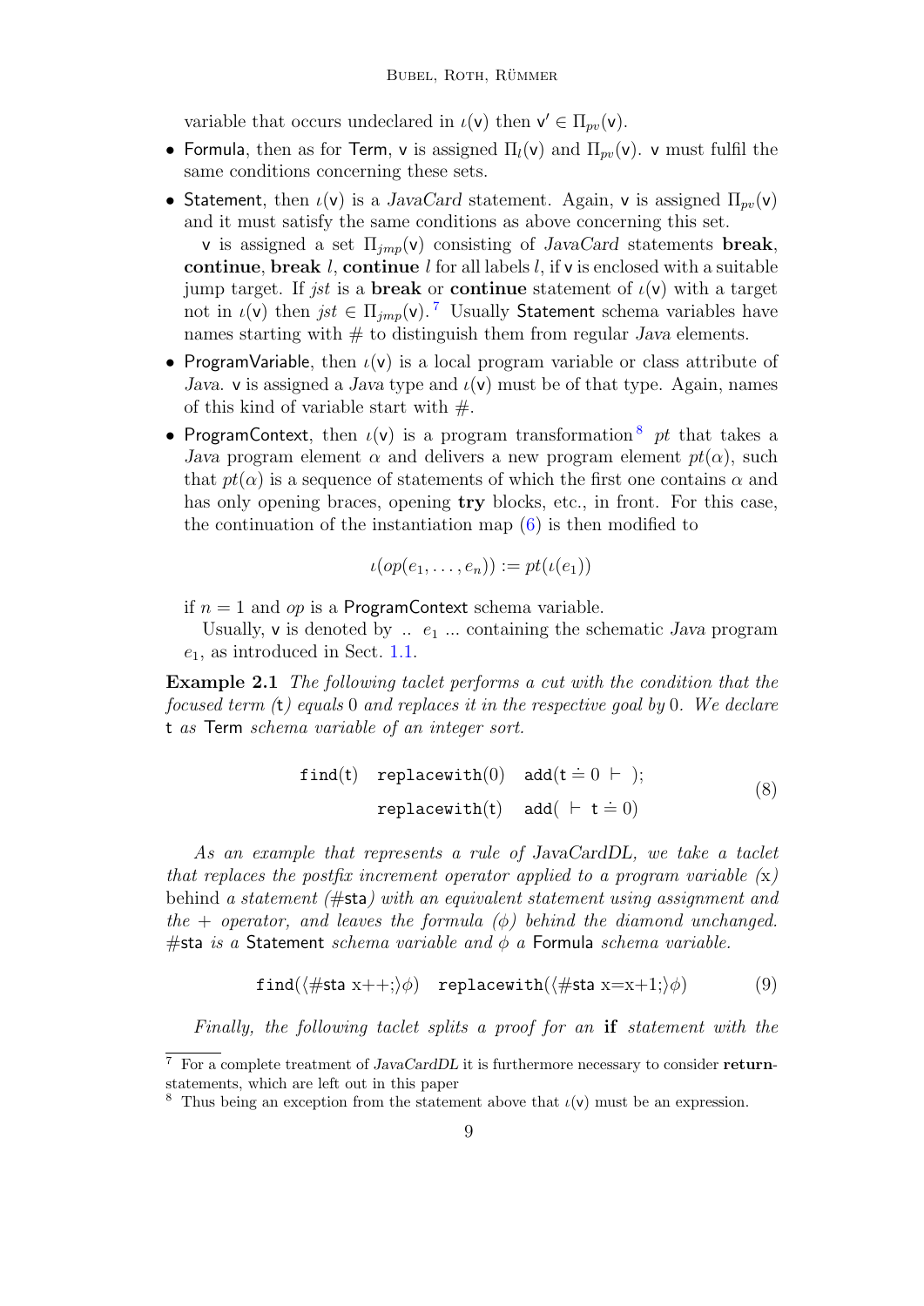variable that occurs undeclared in $\iota(\mathsf{v})$ then $\mathsf{v}' \in \Pi_{pv}(\mathsf{v})$.

- Formula, then as for Term, v is assigned $\Pi_l(\mathsf{v})$ and $\Pi_{pv}(\mathsf{v})$. v must fulfil the same conditions concerning these sets.
- Statement, then $\iota(\mathsf{v})$ is a *JavaCard* statement. Again, v is assigned $\Pi_{pv}(\mathsf{v})$ and it must satisfy the same conditions as above concerning this set.

  v is assigned a set $\Pi_{jmp}(\mathsf{v})$ consisting of *JavaCard* statements **break**, **continue**, **break** $l$, **continue** $l$ for all labels $l$, if v is enclosed with a suitable jump target. If *jst* is a **break** or **continue** statement of $\iota(\mathsf{v})$ with a target not in $\iota(\mathsf{v})$ then $jst \in \Pi_{jmp}(\mathsf{v})$.[7] Usually Statement schema variables have names starting with # to distinguish them from regular *Java* elements.
- ProgramVariable, then $\iota(\mathsf{v})$ is a local program variable or class attribute of *Java*. v is assigned a *Java* type and $\iota(\mathsf{v})$ must be of that type. Again, names of this kind of variable start with #.
- ProgramContext, then $\iota(\mathsf{v})$ is a program transformation[8] $pt$ that takes a *Java* program element $\alpha$ and delivers a new program element $pt(\alpha)$, such that $pt(\alpha)$ is a sequence of statements of which the first one contains $\alpha$ and has only opening braces, opening **try** blocks, etc., in front. For this case, the continuation of the instantiation map (6) is then modified to

$$\iota(op(e_1, \dots, e_n)) := pt(\iota(e_1))$$

  if $n = 1$ and $op$ is a ProgramContext schema variable.

  Usually, v is denoted by $..\ e_1\ ...$ containing the schematic *Java* program $e_1$, as introduced in Sect. 1.1.

**Example 2.1** *The following taclet performs a cut with the condition that the focused term (*t*) equals* 0 *and replaces it in the respective goal by* 0*. We declare* t *as* Term *schema variable of an integer sort.*

$$\begin{aligned} \mathtt{find(t)}\quad \mathtt{replacewith}(0)\quad & \mathtt{add}(\mathsf{t} \doteq 0\ \vdash\ ); \\ \mathtt{replacewith(t)}\quad & \mathtt{add}(\ \vdash\ \mathsf{t} \doteq 0) \end{aligned} \tag{8}$$

*As an example that represents a rule of JavaCardDL, we take a taclet that replaces the postfix increment operator applied to a program variable (*x*)* behind *a statement (*#sta*) with an equivalent statement using assignment and the + operator, and leaves the formula ($\phi$) behind the diamond unchanged.* #sta *is a* Statement *schema variable and $\phi$ a* Formula *schema variable.*

$$\mathtt{find}(\langle \#\mathsf{sta}\ \mathrm{x{+}{+};}\rangle\phi)\quad \mathtt{replacewith}(\langle \#\mathsf{sta}\ \mathrm{x{=}x{+}1;}\rangle\phi) \tag{9}$$

*Finally, the following taclet splits a proof for an* **if** *statement with the*

---

[7] For a complete treatment of *JavaCardDL* it is furthermore necessary to consider **return**-statements, which are left out in this paper

[8] Thus being an exception from the statement above that $\iota(\mathsf{v})$ must be an expression.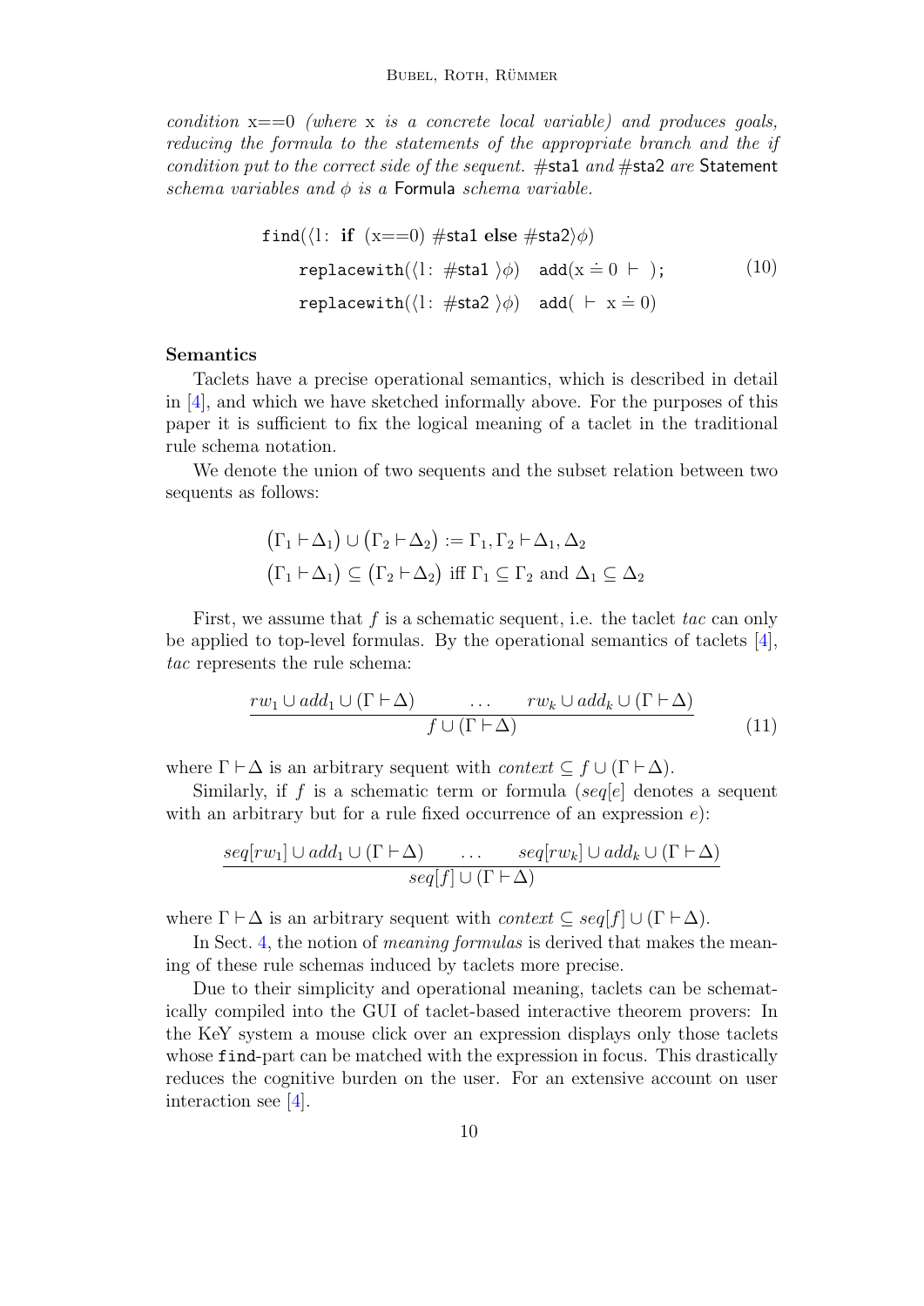*condition* x==0 *(where* x *is a concrete local variable) and produces goals, reducing the formula to the statements of the appropriate branch and the if condition put to the correct side of the sequent.* #sta1 *and* #sta2 *are* Statement *schema variables and* $\phi$ *is a* Formula *schema variable.*

$$\begin{array}{l}
\texttt{find}(\langle \text{l: } \textbf{if } (\text{x==0}) \ \#\mathsf{sta1} \ \textbf{else} \ \#\mathsf{sta2} \rangle \phi) \\
\quad \texttt{replacewith}(\langle \text{l: } \#\mathsf{sta1} \ \rangle \phi) \quad \texttt{add}(\text{x} \doteq 0 \ \vdash \ ); \\
\quad \texttt{replacewith}(\langle \text{l: } \#\mathsf{sta2} \ \rangle \phi) \quad \texttt{add}( \ \vdash \ \text{x} \doteq 0)
\end{array} \tag{10}$$

**Semantics**

Taclets have a precise operational semantics, which is described in detail in [4], and which we have sketched informally above. For the purposes of this paper it is sufficient to fix the logical meaning of a taclet in the traditional rule schema notation.

We denote the union of two sequents and the subset relation between two sequents as follows:

$$\big(\Gamma_1 \vdash \Delta_1\big) \cup \big(\Gamma_2 \vdash \Delta_2\big) := \Gamma_1, \Gamma_2 \vdash \Delta_1, \Delta_2$$
$$\big(\Gamma_1 \vdash \Delta_1\big) \subseteq \big(\Gamma_2 \vdash \Delta_2\big) \text{ iff } \Gamma_1 \subseteq \Gamma_2 \text{ and } \Delta_1 \subseteq \Delta_2$$

First, we assume that $f$ is a schematic sequent, i.e. the taclet *tac* can only be applied to top-level formulas. By the operational semantics of taclets [4], *tac* represents the rule schema:

$$\frac{rw_1 \cup add_1 \cup (\Gamma \vdash \Delta) \qquad \ldots \qquad rw_k \cup add_k \cup (\Gamma \vdash \Delta)}{f \cup (\Gamma \vdash \Delta)} \tag{11}$$

where $\Gamma \vdash \Delta$ is an arbitrary sequent with $context \subseteq f \cup (\Gamma \vdash \Delta)$.

Similarly, if $f$ is a schematic term or formula ($seq[e]$ denotes a sequent with an arbitrary but for a rule fixed occurrence of an expression $e$):

$$\frac{seq[rw_1] \cup add_1 \cup (\Gamma \vdash \Delta) \qquad \ldots \qquad seq[rw_k] \cup add_k \cup (\Gamma \vdash \Delta)}{seq[f] \cup (\Gamma \vdash \Delta)}$$

where $\Gamma \vdash \Delta$ is an arbitrary sequent with $context \subseteq seq[f] \cup (\Gamma \vdash \Delta)$.

In Sect. 4, the notion of *meaning formulas* is derived that makes the meaning of these rule schemas induced by taclets more precise.

Due to their simplicity and operational meaning, taclets can be schematically compiled into the GUI of taclet-based interactive theorem provers: In the KeY system a mouse click over an expression displays only those taclets whose `find`-part can be matched with the expression in focus. This drastically reduces the cognitive burden on the user. For an extensive account on user interaction see [4].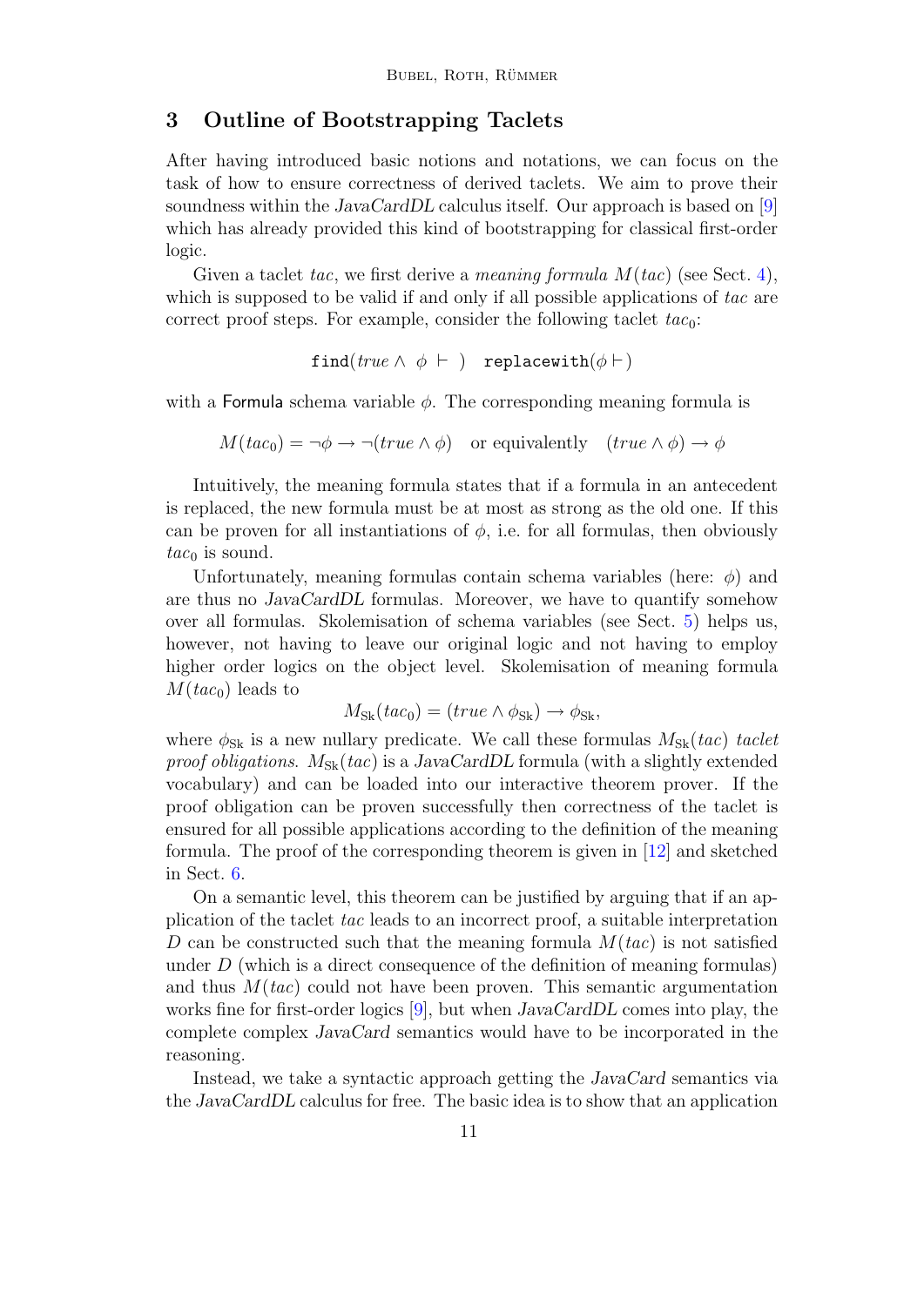## 3 Outline of Bootstrapping Taclets

After having introduced basic notions and notations, we can focus on the task of how to ensure correctness of derived taclets. We aim to prove their soundness within the *JavaCardDL* calculus itself. Our approach is based on [9] which has already provided this kind of bootstrapping for classical first-order logic.

Given a taclet *tac*, we first derive a *meaning formula* $M(tac)$ (see Sect. 4), which is supposed to be valid if and only if all possible applications of *tac* are correct proof steps. For example, consider the following taclet $tac_0$:

$$\texttt{find}(true \wedge \ \phi \ \vdash \ ) \quad \texttt{replacewith}(\phi \vdash)$$

with a Formula schema variable $\phi$. The corresponding meaning formula is

$$M(tac_0) = \neg\phi \rightarrow \neg(true \wedge \phi) \quad \text{or equivalently} \quad (true \wedge \phi) \rightarrow \phi$$

Intuitively, the meaning formula states that if a formula in an antecedent is replaced, the new formula must be at most as strong as the old one. If this can be proven for all instantiations of $\phi$, i.e. for all formulas, then obviously $tac_0$ is sound.

Unfortunately, meaning formulas contain schema variables (here: $\phi$) and are thus no *JavaCardDL* formulas. Moreover, we have to quantify somehow over all formulas. Skolemisation of schema variables (see Sect. 5) helps us, however, not having to leave our original logic and not having to employ higher order logics on the object level. Skolemisation of meaning formula $M(tac_0)$ leads to

$$M_{\mathrm{Sk}}(tac_0) = (true \wedge \phi_{\mathrm{Sk}}) \rightarrow \phi_{\mathrm{Sk}},$$

where $\phi_{\mathrm{Sk}}$ is a new nullary predicate. We call these formulas $M_{\mathrm{Sk}}(tac)$ *taclet proof obligations*. $M_{\mathrm{Sk}}(tac)$ is a *JavaCardDL* formula (with a slightly extended vocabulary) and can be loaded into our interactive theorem prover. If the proof obligation can be proven successfully then correctness of the taclet is ensured for all possible applications according to the definition of the meaning formula. The proof of the corresponding theorem is given in [12] and sketched in Sect. 6.

On a semantic level, this theorem can be justified by arguing that if an application of the taclet *tac* leads to an incorrect proof, a suitable interpretation $D$ can be constructed such that the meaning formula $M(tac)$ is not satisfied under $D$ (which is a direct consequence of the definition of meaning formulas) and thus $M(tac)$ could not have been proven. This semantic argumentation works fine for first-order logics [9], but when *JavaCardDL* comes into play, the complete complex *JavaCard* semantics would have to be incorporated in the reasoning.

Instead, we take a syntactic approach getting the *JavaCard* semantics via the *JavaCardDL* calculus for free. The basic idea is to show that an application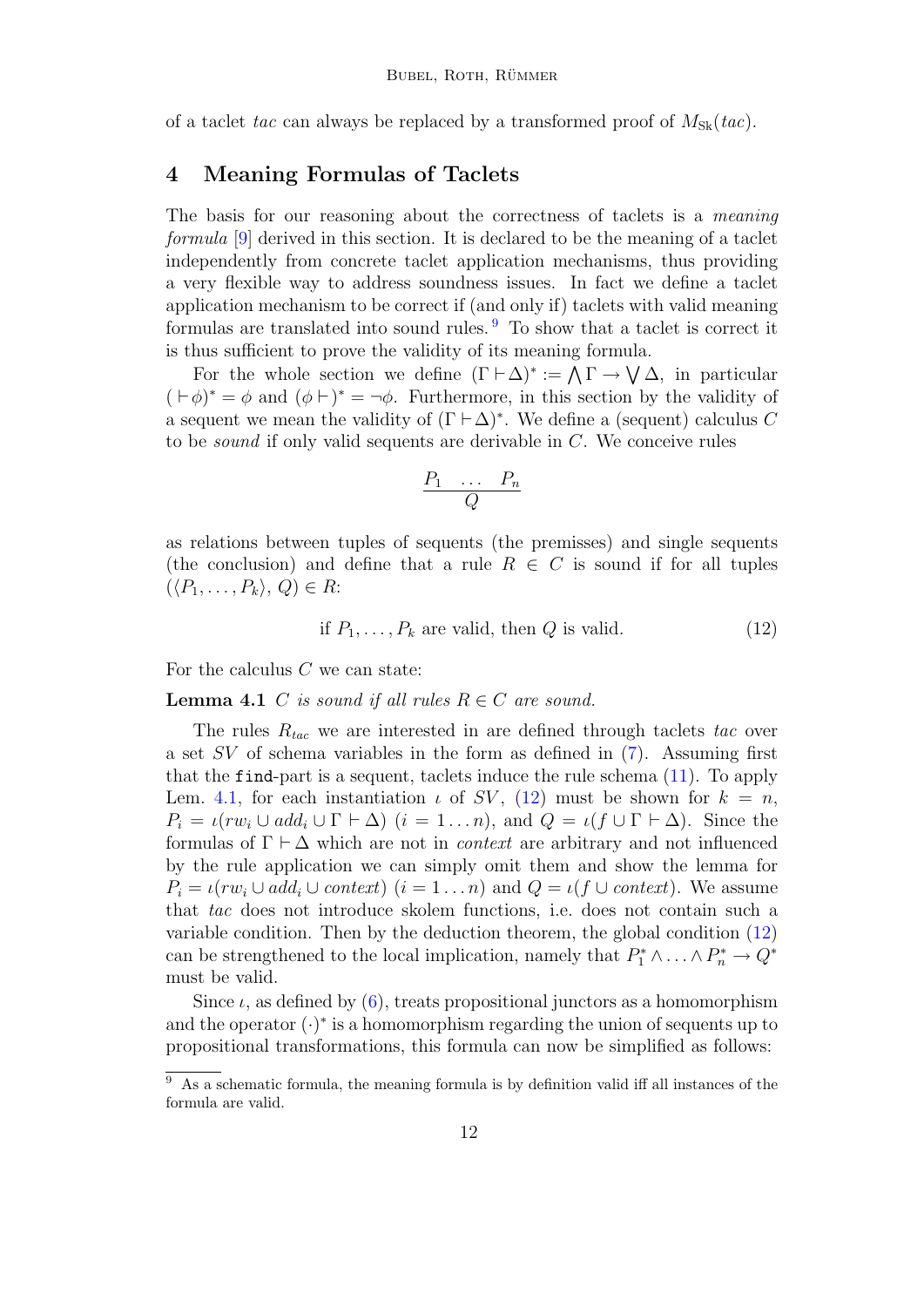of a taclet *tac* can always be replaced by a transformed proof of $M_{\mathrm{Sk}}(tac)$.

## 4 Meaning Formulas of Taclets

The basis for our reasoning about the correctness of taclets is a *meaning formula* [9] derived in this section. It is declared to be the meaning of a taclet independently from concrete taclet application mechanisms, thus providing a very flexible way to address soundness issues. In fact we define a taclet application mechanism to be correct if (and only if) taclets with valid meaning formulas are translated into sound rules.[9] To show that a taclet is correct it is thus sufficient to prove the validity of its meaning formula.

For the whole section we define $(\Gamma \vdash \Delta)^* := \bigwedge \Gamma \rightarrow \bigvee \Delta$, in particular $(\,\vdash \phi)^* = \phi$ and $(\phi \vdash)^* = \neg\phi$. Furthermore, in this section by the validity of a sequent we mean the validity of $(\Gamma \vdash \Delta)^*$. We define a (sequent) calculus $C$ to be *sound* if only valid sequents are derivable in $C$. We conceive rules

$$\frac{P_1 \quad \dots \quad P_n}{Q}$$

as relations between tuples of sequents (the premisses) and single sequents (the conclusion) and define that a rule $R \in C$ is sound if for all tuples $(\langle P_1, \dots, P_k\rangle, Q) \in R$:

$$\text{if } P_1, \dots, P_k \text{ are valid, then } Q \text{ is valid.} \tag{12}$$

For the calculus $C$ we can state:

**Lemma 4.1** *$C$ is sound if all rules $R \in C$ are sound.*

The rules $R_{tac}$ we are interested in are defined through taclets *tac* over a set $SV$ of schema variables in the form as defined in (7). Assuming first that the `find`-part is a sequent, taclets induce the rule schema (11). To apply Lem. 4.1, for each instantiation $\iota$ of $SV$, (12) must be shown for $k = n$, $P_i = \iota(rw_i \cup add_i \cup \Gamma \vdash \Delta)$ $(i = 1 \dots n)$, and $Q = \iota(f \cup \Gamma \vdash \Delta)$. Since the formulas of $\Gamma \vdash \Delta$ which are not in *context* are arbitrary and not influenced by the rule application we can simply omit them and show the lemma for $P_i = \iota(rw_i \cup add_i \cup context)$ $(i = 1 \dots n)$ and $Q = \iota(f \cup context)$. We assume that *tac* does not introduce skolem functions, i.e. does not contain such a variable condition. Then by the deduction theorem, the global condition (12) can be strengthened to the local implication, namely that $P_1^* \wedge \dots \wedge P_n^* \rightarrow Q^*$ must be valid.

Since $\iota$, as defined by (6), treats propositional junctors as a homomorphism and the operator $(\cdot)^*$ is a homomorphism regarding the union of sequents up to propositional transformations, this formula can now be simplified as follows:

[9] As a schematic formula, the meaning formula is by definition valid iff all instances of the formula are valid.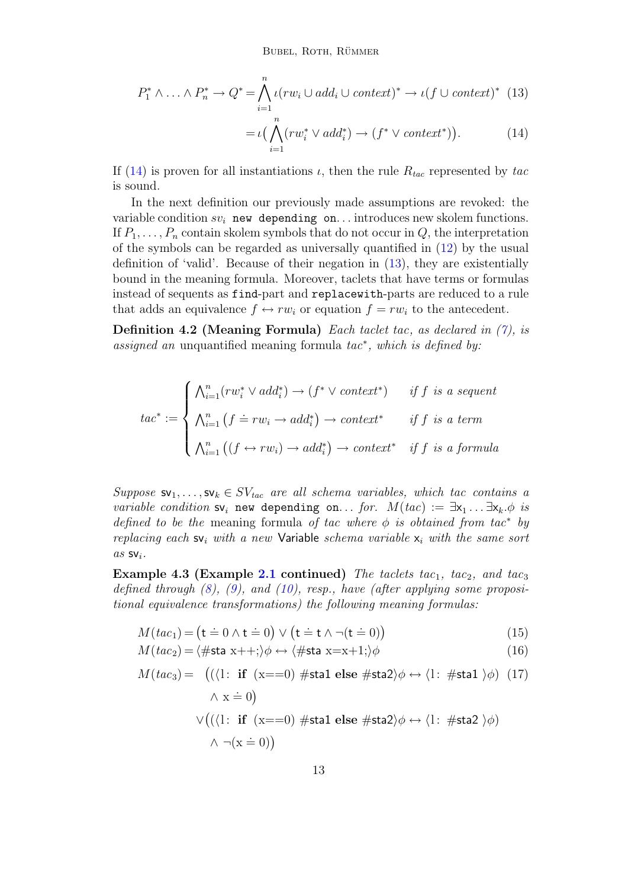$$P_1^* \land \ldots \land P_n^* \rightarrow Q^* = \bigwedge_{i=1}^{n} \iota(rw_i \cup add_i \cup context)^* \rightarrow \iota(f \cup context)^* \quad (13)$$

$$= \iota\big(\bigwedge_{i=1}^{n}(rw_i^* \lor add_i^*) \rightarrow (f^* \lor context^*)\big). \quad (14)$$

If (14) is proven for all instantiations $\iota$, then the rule $R_{tac}$ represented by $tac$ is sound.

In the next definition our previously made assumptions are revoked: the variable condition $sv_i$ `new depending on`... introduces new skolem functions. If $P_1, \ldots, P_n$ contain skolem symbols that do not occur in $Q$, the interpretation of the symbols can be regarded as universally quantified in (12) by the usual definition of 'valid'. Because of their negation in (13), they are existentially bound in the meaning formula. Moreover, taclets that have terms or formulas instead of sequents as `find`-part and `replacewith`-parts are reduced to a rule that adds an equivalence $f \leftrightarrow rw_i$ or equation $f = rw_i$ to the antecedent.

**Definition 4.2 (Meaning Formula)** *Each taclet tac, as declared in (7), is assigned an* unquantified meaning formula *$tac^*$, which is defined by:*

$$tac^* := \begin{cases} \bigwedge_{i=1}^{n}(rw_i^* \lor add_i^*) \rightarrow (f^* \lor context^*) & \text{if } f \text{ is a sequent} \\ \bigwedge_{i=1}^{n}\big(f \doteq rw_i \rightarrow add_i^*\big) \rightarrow context^* & \text{if } f \text{ is a term} \\ \bigwedge_{i=1}^{n}\big((f \leftrightarrow rw_i) \rightarrow add_i^*\big) \rightarrow context^* & \text{if } f \text{ is a formula} \end{cases}$$

*Suppose $\mathsf{sv}_1, \ldots, \mathsf{sv}_k \in SV_{tac}$ are all schema variables, which tac contains a variable condition $\mathsf{sv}_i$ `new depending on`... for. $M(tac) := \exists \mathsf{x}_1 \ldots \exists \mathsf{x}_k.\phi$ is defined to be the* meaning formula *of tac where $\phi$ is obtained from $tac^*$ by replacing each $\mathsf{sv}_i$ with a new* Variable *schema variable $\mathsf{x}_i$ with the same sort as $\mathsf{sv}_i$.*

**Example 4.3 (Example 2.1 continued)** *The taclets $tac_1$, $tac_2$, and $tac_3$ defined through (8), (9), and (10), resp., have (after applying some propositional equivalence transformations) the following meaning formulas:*

$$M(tac_1) = \big(\mathsf{t} \doteq 0 \land \mathsf{t} \doteq 0\big) \lor \big(\mathsf{t} \doteq \mathsf{t} \land \neg(\mathsf{t} \doteq 0)\big) \quad (15)$$

$$M(tac_2) = \langle \#\mathsf{sta}\ \mathrm{x{+}{+}};\rangle\phi \leftrightarrow \langle \#\mathsf{sta}\ \mathrm{x{=}x{+}1};\rangle\phi \quad (16)$$

$$\begin{aligned} M(tac_3) = \ & \big((\langle \mathrm{l}\colon\ \textbf{if}\ (\mathrm{x{=}{=}0})\ \#\mathsf{sta1}\ \textbf{else}\ \#\mathsf{sta2}\rangle\phi \leftrightarrow \langle \mathrm{l}\colon\ \#\mathsf{sta1}\ \rangle\phi) \quad (17)\\ & \quad \land\ \mathrm{x} \doteq 0\big) \\ & \lor\big((\langle \mathrm{l}\colon\ \textbf{if}\ (\mathrm{x{=}{=}0})\ \#\mathsf{sta1}\ \textbf{else}\ \#\mathsf{sta2}\rangle\phi \leftrightarrow \langle \mathrm{l}\colon\ \#\mathsf{sta2}\ \rangle\phi) \\ & \quad \land\ \neg(\mathrm{x} \doteq 0)\big) \end{aligned}$$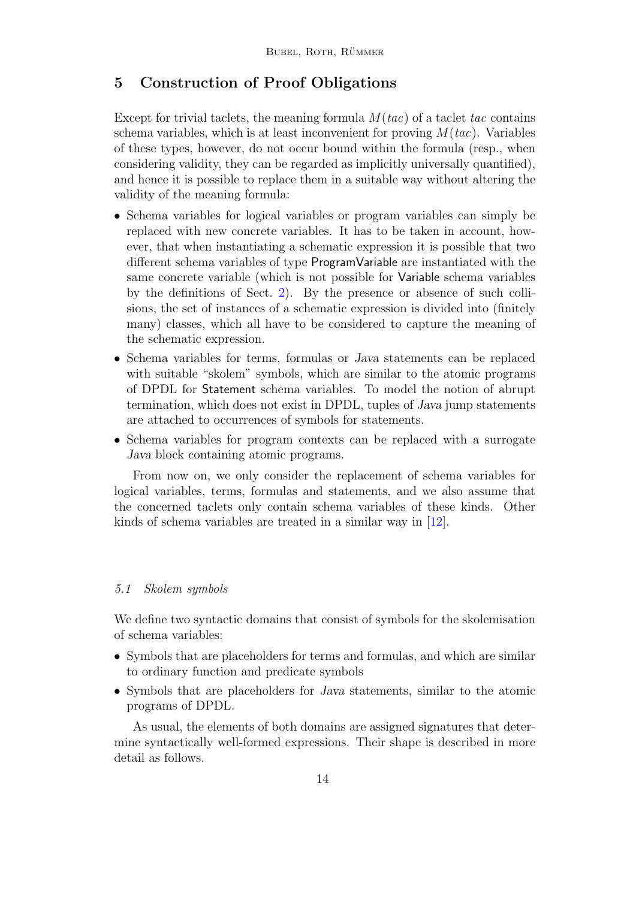## 5 Construction of Proof Obligations

Except for trivial taclets, the meaning formula $M(tac)$ of a taclet $tac$ contains schema variables, which is at least inconvenient for proving $M(tac)$. Variables of these types, however, do not occur bound within the formula (resp., when considering validity, they can be regarded as implicitly universally quantified), and hence it is possible to replace them in a suitable way without altering the validity of the meaning formula:

- Schema variables for logical variables or program variables can simply be replaced with new concrete variables. It has to be taken in account, however, that when instantiating a schematic expression it is possible that two different schema variables of type ProgramVariable are instantiated with the same concrete variable (which is not possible for Variable schema variables by the definitions of Sect. 2). By the presence or absence of such collisions, the set of instances of a schematic expression is divided into (finitely many) classes, which all have to be considered to capture the meaning of the schematic expression.
- Schema variables for terms, formulas or *Java* statements can be replaced with suitable "skolem" symbols, which are similar to the atomic programs of DPDL for Statement schema variables. To model the notion of abrupt termination, which does not exist in DPDL, tuples of *Java* jump statements are attached to occurrences of symbols for statements.
- Schema variables for program contexts can be replaced with a surrogate *Java* block containing atomic programs.

From now on, we only consider the replacement of schema variables for logical variables, terms, formulas and statements, and we also assume that the concerned taclets only contain schema variables of these kinds. Other kinds of schema variables are treated in a similar way in [12].

### 5.1 Skolem symbols

We define two syntactic domains that consist of symbols for the skolemisation of schema variables:

- Symbols that are placeholders for terms and formulas, and which are similar to ordinary function and predicate symbols
- Symbols that are placeholders for *Java* statements, similar to the atomic programs of DPDL.

As usual, the elements of both domains are assigned signatures that determine syntactically well-formed expressions. Their shape is described in more detail as follows.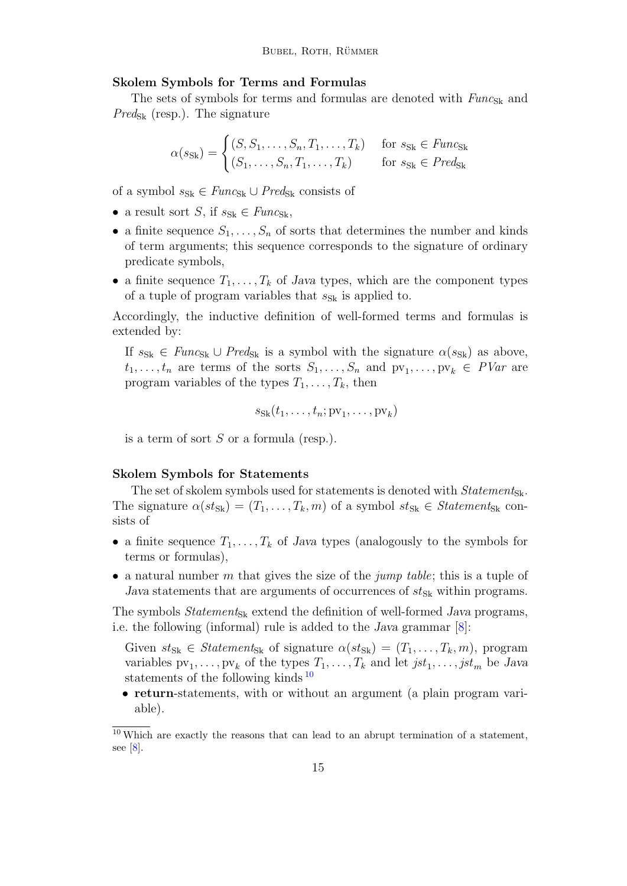**Skolem Symbols for Terms and Formulas**

The sets of symbols for terms and formulas are denoted with $\mathit{Func}_{\mathrm{Sk}}$ and $\mathit{Pred}_{\mathrm{Sk}}$ (resp.). The signature

$$\alpha(s_{\mathrm{Sk}}) = \begin{cases} (S, S_1, \ldots, S_n, T_1, \ldots, T_k) & \text{for } s_{\mathrm{Sk}} \in \mathit{Func}_{\mathrm{Sk}} \\ (S_1, \ldots, S_n, T_1, \ldots, T_k) & \text{for } s_{\mathrm{Sk}} \in \mathit{Pred}_{\mathrm{Sk}} \end{cases}$$

of a symbol $s_{\mathrm{Sk}} \in \mathit{Func}_{\mathrm{Sk}} \cup \mathit{Pred}_{\mathrm{Sk}}$ consists of

- a result sort $S$, if $s_{\mathrm{Sk}} \in \mathit{Func}_{\mathrm{Sk}}$,
- a finite sequence $S_1, \ldots, S_n$ of sorts that determines the number and kinds of term arguments; this sequence corresponds to the signature of ordinary predicate symbols,
- a finite sequence $T_1, \ldots, T_k$ of *Java* types, which are the component types of a tuple of program variables that $s_{\mathrm{Sk}}$ is applied to.

Accordingly, the inductive definition of well-formed terms and formulas is extended by:

If $s_{\mathrm{Sk}} \in \mathit{Func}_{\mathrm{Sk}} \cup \mathit{Pred}_{\mathrm{Sk}}$ is a symbol with the signature $\alpha(s_{\mathrm{Sk}})$ as above, $t_1, \ldots, t_n$ are terms of the sorts $S_1, \ldots, S_n$ and $\mathrm{pv}_1, \ldots, \mathrm{pv}_k \in \mathit{PVar}$ are program variables of the types $T_1, \ldots, T_k$, then

$$s_{\mathrm{Sk}}(t_1, \ldots, t_n; \mathrm{pv}_1, \ldots, \mathrm{pv}_k)$$

is a term of sort $S$ or a formula (resp.).

**Skolem Symbols for Statements**

The set of skolem symbols used for statements is denoted with $\mathit{Statement}_{\mathrm{Sk}}$. The signature $\alpha(\mathit{st}_{\mathrm{Sk}}) = (T_1, \ldots, T_k, m)$ of a symbol $\mathit{st}_{\mathrm{Sk}} \in \mathit{Statement}_{\mathrm{Sk}}$ consists of

- a finite sequence $T_1, \ldots, T_k$ of *Java* types (analogously to the symbols for terms or formulas),
- a natural number $m$ that gives the size of the *jump table*; this is a tuple of *Java* statements that are arguments of occurrences of $\mathit{st}_{\mathrm{Sk}}$ within programs.

The symbols $\mathit{Statement}_{\mathrm{Sk}}$ extend the definition of well-formed *Java* programs, i.e. the following (informal) rule is added to the *Java* grammar [8]:

Given $\mathit{st}_{\mathrm{Sk}} \in \mathit{Statement}_{\mathrm{Sk}}$ of signature $\alpha(\mathit{st}_{\mathrm{Sk}}) = (T_1, \ldots, T_k, m)$, program variables $\mathrm{pv}_1, \ldots, \mathrm{pv}_k$ of the types $T_1, \ldots, T_k$ and let $\mathit{jst}_1, \ldots, \mathit{jst}_m$ be *Java* statements of the following kinds [10]

- **return**-statements, with or without an argument (a plain program variable).

[10] Which are exactly the reasons that can lead to an abrupt termination of a statement, see [8].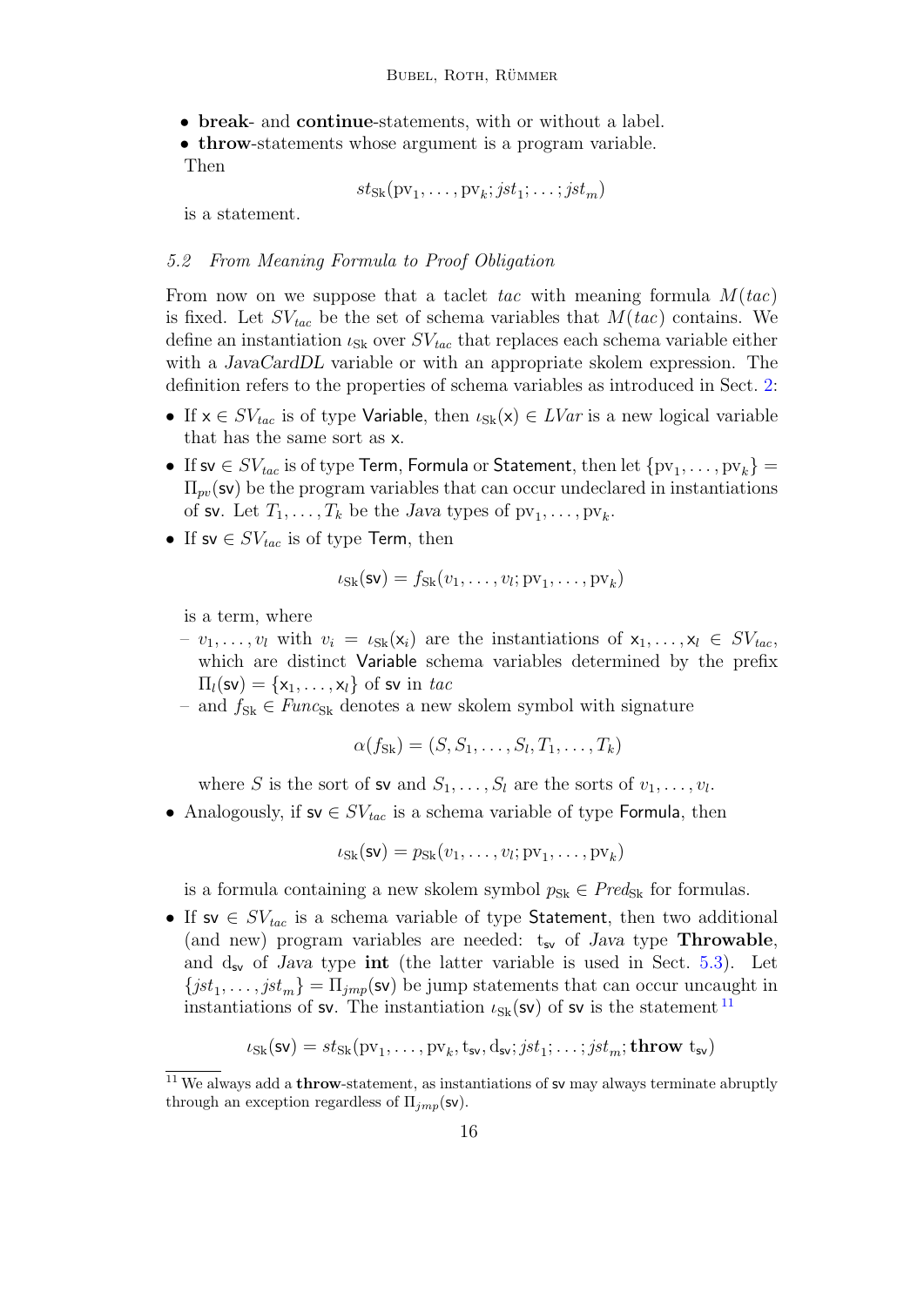- **break**- and **continue**-statements, with or without a label.
- **throw**-statements whose argument is a program variable.

  Then

$$st_{\mathrm{Sk}}(\mathrm{pv}_1, \ldots, \mathrm{pv}_k; jst_1; \ldots; jst_m)$$

  is a statement.

### 5.2 From Meaning Formula to Proof Obligation

From now on we suppose that a taclet *tac* with meaning formula $M(tac)$ is fixed. Let $SV_{tac}$ be the set of schema variables that $M(tac)$ contains. We define an instantiation $\iota_{\mathrm{Sk}}$ over $SV_{tac}$ that replaces each schema variable either with a *JavaCardDL* variable or with an appropriate skolem expression. The definition refers to the properties of schema variables as introduced in Sect. 2:

- If $\mathsf{x} \in SV_{tac}$ is of type Variable, then $\iota_{\mathrm{Sk}}(\mathsf{x}) \in LVar$ is a new logical variable that has the same sort as $\mathsf{x}$.
- If $\mathsf{sv} \in SV_{tac}$ is of type Term, Formula or Statement, then let $\{\mathrm{pv}_1, \ldots, \mathrm{pv}_k\} = \Pi_{pv}(\mathsf{sv})$ be the program variables that can occur undeclared in instantiations of $\mathsf{sv}$. Let $T_1, \ldots, T_k$ be the *Java* types of $\mathrm{pv}_1, \ldots, \mathrm{pv}_k$.
- If $\mathsf{sv} \in SV_{tac}$ is of type Term, then

$$\iota_{\mathrm{Sk}}(\mathsf{sv}) = f_{\mathrm{Sk}}(v_1, \ldots, v_l; \mathrm{pv}_1, \ldots, \mathrm{pv}_k)$$

  is a term, where
  - $v_1, \ldots, v_l$ with $v_i = \iota_{\mathrm{Sk}}(\mathsf{x}_i)$ are the instantiations of $\mathsf{x}_1, \ldots, \mathsf{x}_l \in SV_{tac}$, which are distinct Variable schema variables determined by the prefix $\Pi_l(\mathsf{sv}) = \{\mathsf{x}_1, \ldots, \mathsf{x}_l\}$ of $\mathsf{sv}$ in *tac*
  - and $f_{\mathrm{Sk}} \in Func_{\mathrm{Sk}}$ denotes a new skolem symbol with signature

$$\alpha(f_{\mathrm{Sk}}) = (S, S_1, \ldots, S_l, T_1, \ldots, T_k)$$

  where $S$ is the sort of $\mathsf{sv}$ and $S_1, \ldots, S_l$ are the sorts of $v_1, \ldots, v_l$.
- Analogously, if $\mathsf{sv} \in SV_{tac}$ is a schema variable of type Formula, then

$$\iota_{\mathrm{Sk}}(\mathsf{sv}) = p_{\mathrm{Sk}}(v_1, \ldots, v_l; \mathrm{pv}_1, \ldots, \mathrm{pv}_k)$$

  is a formula containing a new skolem symbol $p_{\mathrm{Sk}} \in Pred_{\mathrm{Sk}}$ for formulas.
- If $\mathsf{sv} \in SV_{tac}$ is a schema variable of type Statement, then two additional (and new) program variables are needed: $\mathrm{t}_{\mathsf{sv}}$ of *Java* type **Throwable**, and $\mathrm{d}_{\mathsf{sv}}$ of *Java* type **int** (the latter variable is used in Sect. 5.3). Let $\{jst_1, \ldots, jst_m\} = \Pi_{jmp}(\mathsf{sv})$ be jump statements that can occur uncaught in instantiations of $\mathsf{sv}$. The instantiation $\iota_{\mathrm{Sk}}(\mathsf{sv})$ of $\mathsf{sv}$ is the statement [11]

$$\iota_{\mathrm{Sk}}(\mathsf{sv}) = st_{\mathrm{Sk}}(\mathrm{pv}_1, \ldots, \mathrm{pv}_k, \mathrm{t}_{\mathsf{sv}}, \mathrm{d}_{\mathsf{sv}}; jst_1; \ldots; jst_m; \textbf{throw}\ \mathrm{t}_{\mathsf{sv}})$$

[11] We always add a **throw**-statement, as instantiations of $\mathsf{sv}$ may always terminate abruptly through an exception regardless of $\Pi_{jmp}(\mathsf{sv})$.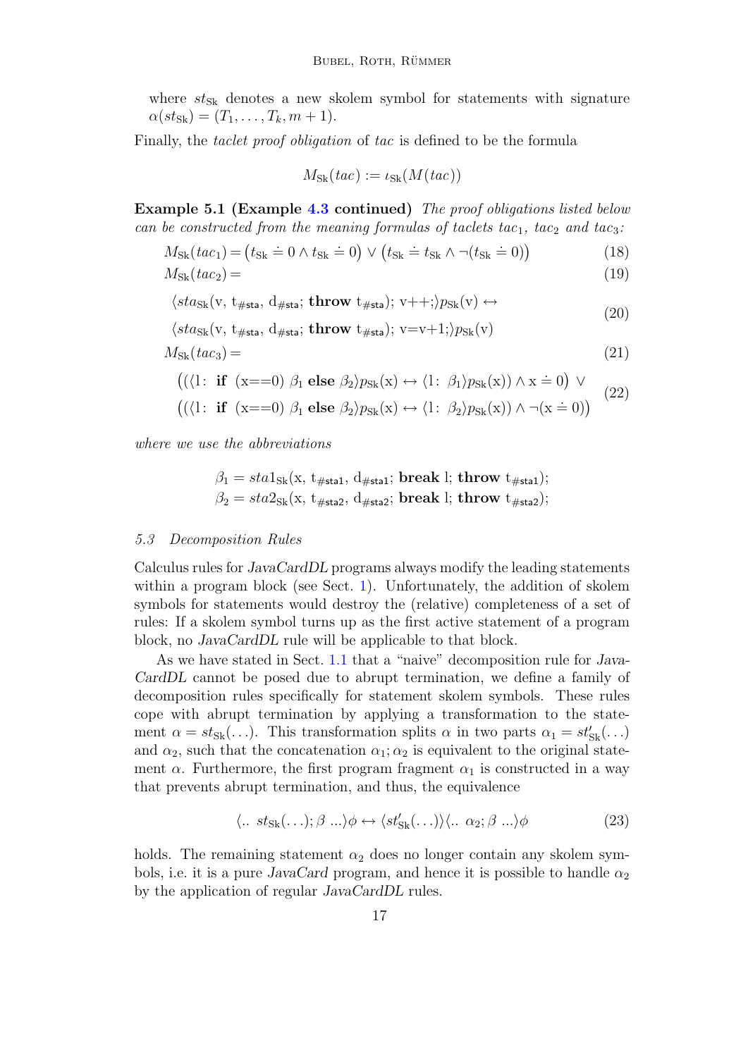where $st_{\mathrm{Sk}}$ denotes a new skolem symbol for statements with signature $\alpha(st_{\mathrm{Sk}}) = (T_1, \ldots, T_k, m+1)$.

Finally, the *taclet proof obligation* of *tac* is defined to be the formula

$$M_{\mathrm{Sk}}(tac) := \iota_{\mathrm{Sk}}(M(tac))$$

**Example 5.1 (Example 4.3 continued)** *The proof obligations listed below can be constructed from the meaning formulas of taclets $tac_1$, $tac_2$ and $tac_3$:*

$$M_{\mathrm{Sk}}(tac_1) = \big(t_{\mathrm{Sk}} \doteq 0 \wedge t_{\mathrm{Sk}} \doteq 0\big) \vee \big(t_{\mathrm{Sk}} \doteq t_{\mathrm{Sk}} \wedge \neg(t_{\mathrm{Sk}} \doteq 0)\big) \tag{18}$$

$$M_{\mathrm{Sk}}(tac_2) = \tag{19}$$

$$\begin{aligned} &\langle sta_{\mathrm{Sk}}(\mathrm{v},\ \mathrm{t}_{\#\mathsf{sta}},\ \mathrm{d}_{\#\mathsf{sta}};\ \textbf{throw}\ \mathrm{t}_{\#\mathsf{sta}});\ \mathrm{v}{+}{+};\rangle p_{\mathrm{Sk}}(\mathrm{v}) \leftrightarrow \\ &\langle sta_{\mathrm{Sk}}(\mathrm{v},\ \mathrm{t}_{\#\mathsf{sta}},\ \mathrm{d}_{\#\mathsf{sta}};\ \textbf{throw}\ \mathrm{t}_{\#\mathsf{sta}});\ \mathrm{v}{=}\mathrm{v}{+}1;\rangle p_{\mathrm{Sk}}(\mathrm{v}) \end{aligned} \tag{20}$$

$$M_{\mathrm{Sk}}(tac_3) = \tag{21}$$

$$\begin{aligned} &\big((\langle \mathrm{l}{:}\ \textbf{if}\ (\mathrm{x}{=}{=}0)\ \beta_1\ \textbf{else}\ \beta_2\rangle p_{\mathrm{Sk}}(\mathrm{x}) \leftrightarrow \langle \mathrm{l}{:}\ \beta_1\rangle p_{\mathrm{Sk}}(\mathrm{x})) \wedge \mathrm{x} \doteq 0\big) \vee \\ &\big((\langle \mathrm{l}{:}\ \textbf{if}\ (\mathrm{x}{=}{=}0)\ \beta_1\ \textbf{else}\ \beta_2\rangle p_{\mathrm{Sk}}(\mathrm{x}) \leftrightarrow \langle \mathrm{l}{:}\ \beta_2\rangle p_{\mathrm{Sk}}(\mathrm{x})) \wedge \neg(\mathrm{x} \doteq 0)\big) \end{aligned} \tag{22}$$

*where we use the abbreviations*

$$\begin{aligned} \beta_1 &= sta1_{\mathrm{Sk}}(\mathrm{x},\ \mathrm{t}_{\#\mathsf{sta1}},\ \mathrm{d}_{\#\mathsf{sta1}};\ \textbf{break}\ \mathrm{l};\ \textbf{throw}\ \mathrm{t}_{\#\mathsf{sta1}}); \\ \beta_2 &= sta2_{\mathrm{Sk}}(\mathrm{x},\ \mathrm{t}_{\#\mathsf{sta2}},\ \mathrm{d}_{\#\mathsf{sta2}};\ \textbf{break}\ \mathrm{l};\ \textbf{throw}\ \mathrm{t}_{\#\mathsf{sta2}}); \end{aligned}$$

### *5.3 Decomposition Rules*

Calculus rules for *JavaCardDL* programs always modify the leading statements within a program block (see Sect. 1). Unfortunately, the addition of skolem symbols for statements would destroy the (relative) completeness of a set of rules: If a skolem symbol turns up as the first active statement of a program block, no *JavaCardDL* rule will be applicable to that block.

As we have stated in Sect. 1.1 that a "naive" decomposition rule for *JavaCardDL* cannot be posed due to abrupt termination, we define a family of decomposition rules specifically for statement skolem symbols. These rules cope with abrupt termination by applying a transformation to the statement $\alpha = st_{\mathrm{Sk}}(\ldots)$. This transformation splits $\alpha$ in two parts $\alpha_1 = st'_{\mathrm{Sk}}(\ldots)$ and $\alpha_2$, such that the concatenation $\alpha_1; \alpha_2$ is equivalent to the original statement $\alpha$. Furthermore, the first program fragment $\alpha_1$ is constructed in a way that prevents abrupt termination, and thus, the equivalence

$$\langle ..\ st_{\mathrm{Sk}}(\ldots); \beta\ ...\rangle\phi \leftrightarrow \langle st'_{\mathrm{Sk}}(\ldots)\rangle\langle ..\ \alpha_2; \beta\ ...\rangle\phi \tag{23}$$

holds. The remaining statement $\alpha_2$ does no longer contain any skolem symbols, i.e. it is a pure *JavaCard* program, and hence it is possible to handle $\alpha_2$ by the application of regular *JavaCardDL* rules.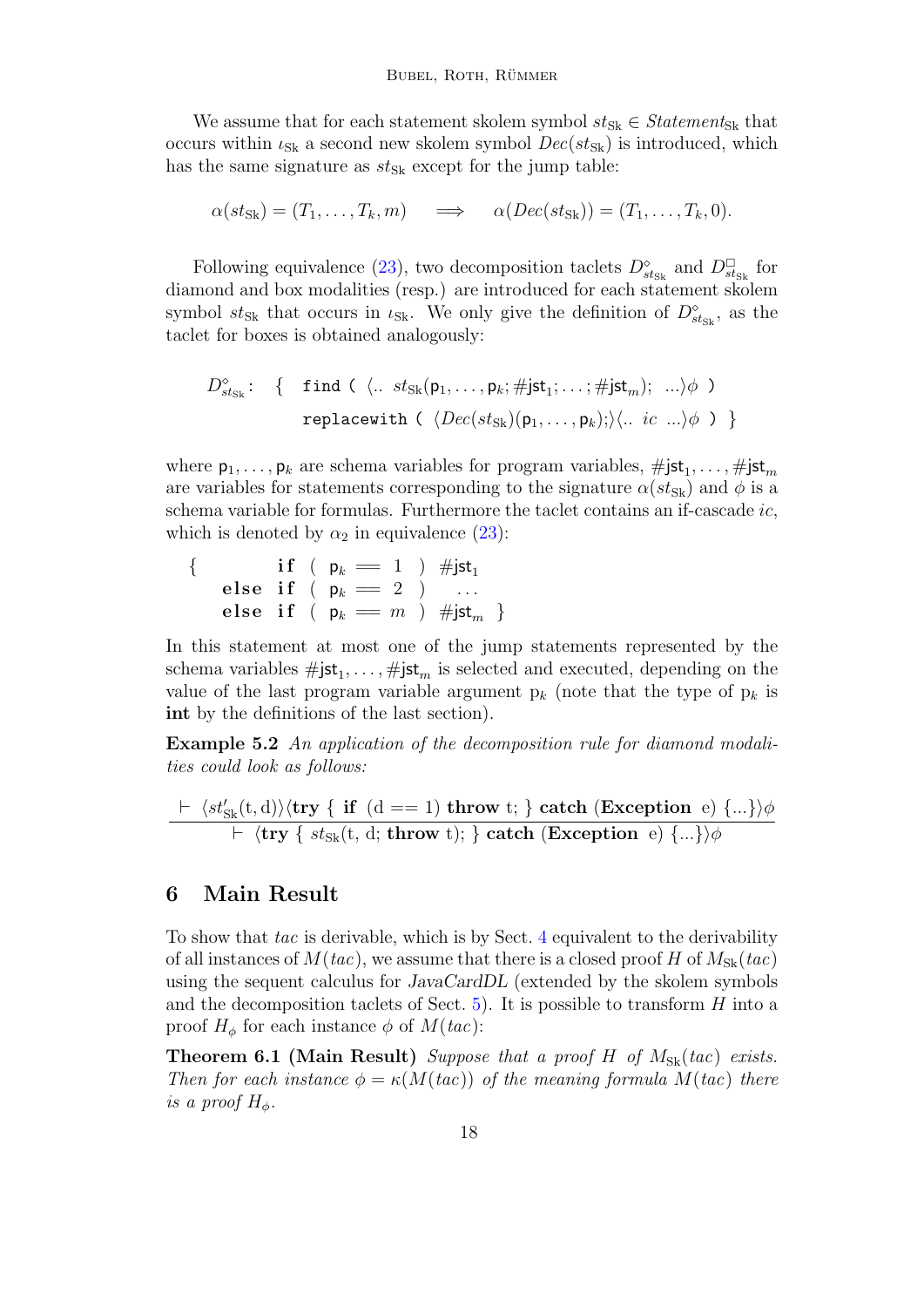We assume that for each statement skolem symbol $st_{\mathrm{Sk}} \in \mathit{Statement}_{\mathrm{Sk}}$ that occurs within $\iota_{\mathrm{Sk}}$ a second new skolem symbol $\mathit{Dec}(st_{\mathrm{Sk}})$ is introduced, which has the same signature as $st_{\mathrm{Sk}}$ except for the jump table:

$$\alpha(st_{\mathrm{Sk}}) = (T_1, \ldots, T_k, m) \quad \Longrightarrow \quad \alpha(\mathit{Dec}(st_{\mathrm{Sk}})) = (T_1, \ldots, T_k, 0).$$

Following equivalence (23), two decomposition taclets $D^{\diamond}_{st_{\mathrm{Sk}}}$ and $D^{\Box}_{st_{\mathrm{Sk}}}$ for diamond and box modalities (resp.) are introduced for each statement skolem symbol $st_{\mathrm{Sk}}$ that occurs in $\iota_{\mathrm{Sk}}$. We only give the definition of $D^{\diamond}_{st_{\mathrm{Sk}}}$, as the taclet for boxes is obtained analogously:

$$D^{\diamond}_{st_{\mathrm{Sk}}}: \quad \{ \quad \texttt{find (}\ \langle ..\ st_{\mathrm{Sk}}(\mathsf{p}_1, \ldots, \mathsf{p}_k; \#\mathsf{jst}_1; \ldots; \#\mathsf{jst}_m);\ \ ...\rangle\phi\ \texttt{)}$$
$$\texttt{replacewith (}\ \langle \mathit{Dec}(st_{\mathrm{Sk}})(\mathsf{p}_1, \ldots, \mathsf{p}_k);\rangle\langle ..\ ic\ ...\rangle\phi\ \texttt{)}\ \}$$

where $\mathsf{p}_1, \ldots, \mathsf{p}_k$ are schema variables for program variables, $\#\mathsf{jst}_1, \ldots, \#\mathsf{jst}_m$ are variables for statements corresponding to the signature $\alpha(st_{\mathrm{Sk}})$ and $\phi$ is a schema variable for formulas. Furthermore the taclet contains an if-cascade $ic$, which is denoted by $\alpha_2$ in equivalence (23):

```
{        if ( p_k == 1 ) #jst_1
    else if ( p_k == 2 )   ...
    else if ( p_k == m ) #jst_m }
```

In this statement at most one of the jump statements represented by the schema variables $\#\mathsf{jst}_1, \ldots, \#\mathsf{jst}_m$ is selected and executed, depending on the value of the last program variable argument $\mathrm{p}_k$ (note that the type of $\mathrm{p}_k$ is **int** by the definitions of the last section).

**Example 5.2** *An application of the decomposition rule for diamond modalities could look as follows:*

$$\frac{\vdash\ \langle st'_{\mathrm{Sk}}(\mathrm{t}, \mathrm{d})\rangle\langle \textbf{try}\ \{\ \textbf{if}\ \ (\mathrm{d} == 1)\ \textbf{throw}\ \mathrm{t};\ \}\ \textbf{catch}\ (\textbf{Exception}\ \ \mathrm{e})\ \{...\}\rangle\phi}{\vdash\ \langle \textbf{try}\ \{\ st_{\mathrm{Sk}}(\mathrm{t},\ \mathrm{d};\ \textbf{throw}\ \mathrm{t});\ \}\ \textbf{catch}\ (\textbf{Exception}\ \ \mathrm{e})\ \{...\}\rangle\phi}$$

## 6 Main Result

To show that $tac$ is derivable, which is by Sect. 4 equivalent to the derivability of all instances of $M(tac)$, we assume that there is a closed proof $H$ of $M_{\mathrm{Sk}}(tac)$ using the sequent calculus for *JavaCardDL* (extended by the skolem symbols and the decomposition taclets of Sect. 5). It is possible to transform $H$ into a proof $H_\phi$ for each instance $\phi$ of $M(tac)$:

**Theorem 6.1 (Main Result)** *Suppose that a proof $H$ of $M_{\mathrm{Sk}}(tac)$ exists. Then for each instance $\phi = \kappa(M(tac))$ of the meaning formula $M(tac)$ there is a proof $H_\phi$.*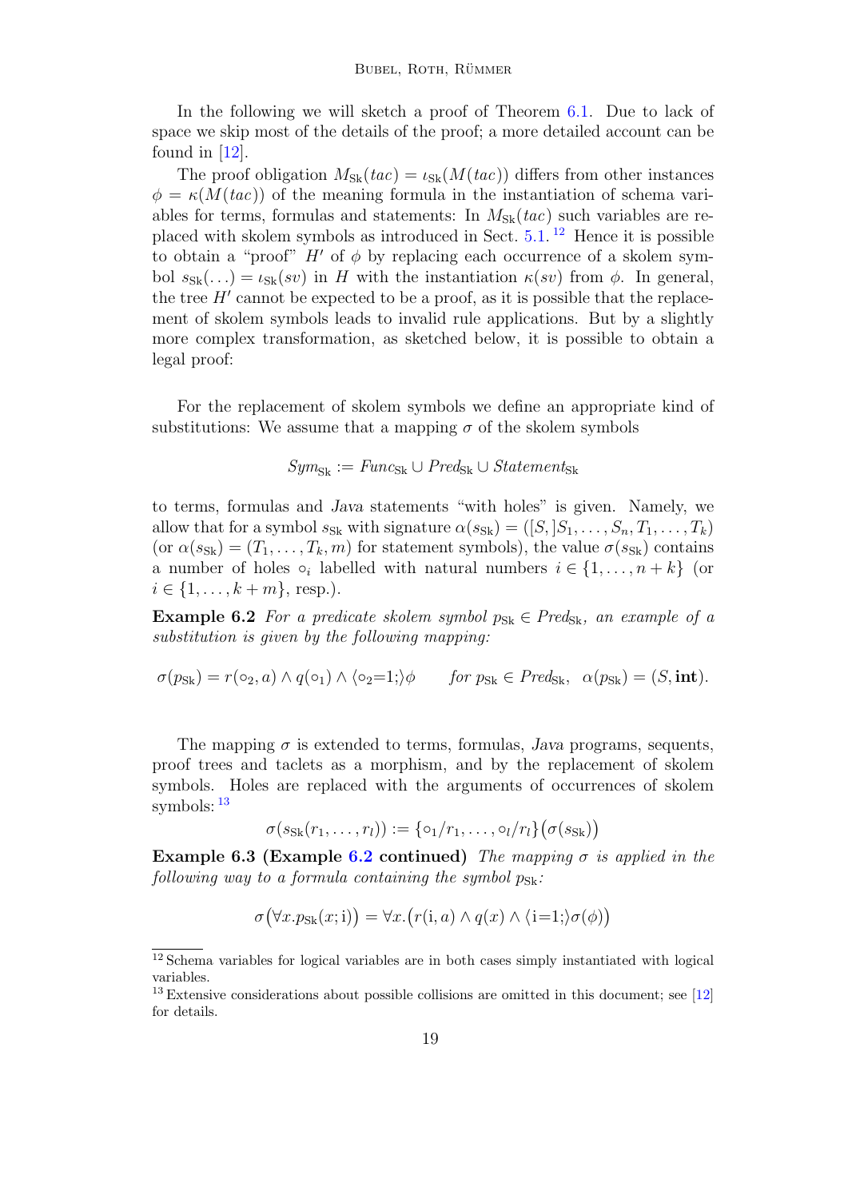In the following we will sketch a proof of Theorem 6.1. Due to lack of space we skip most of the details of the proof; a more detailed account can be found in [12].

The proof obligation $M_{\mathrm{Sk}}(tac) = \iota_{\mathrm{Sk}}(M(tac))$ differs from other instances $\phi = \kappa(M(tac))$ of the meaning formula in the instantiation of schema variables for terms, formulas and statements: In $M_{\mathrm{Sk}}(tac)$ such variables are replaced with skolem symbols as introduced in Sect. 5.1. [12] Hence it is possible to obtain a "proof" $H'$ of $\phi$ by replacing each occurrence of a skolem symbol $s_{\mathrm{Sk}}(\ldots) = \iota_{\mathrm{Sk}}(sv)$ in $H$ with the instantiation $\kappa(sv)$ from $\phi$. In general, the tree $H'$ cannot be expected to be a proof, as it is possible that the replacement of skolem symbols leads to invalid rule applications. But by a slightly more complex transformation, as sketched below, it is possible to obtain a legal proof:

For the replacement of skolem symbols we define an appropriate kind of substitutions: We assume that a mapping $\sigma$ of the skolem symbols

$$Sym_{\mathrm{Sk}} := Func_{\mathrm{Sk}} \cup Pred_{\mathrm{Sk}} \cup Statement_{\mathrm{Sk}}$$

to terms, formulas and *Java* statements "with holes" is given. Namely, we allow that for a symbol $s_{\mathrm{Sk}}$ with signature $\alpha(s_{\mathrm{Sk}}) = ([S,]S_1, \ldots, S_n, T_1, \ldots, T_k)$ (or $\alpha(s_{\mathrm{Sk}}) = (T_1, \ldots, T_k, m)$ for statement symbols), the value $\sigma(s_{\mathrm{Sk}})$ contains a number of holes $\circ_i$ labelled with natural numbers $i \in \{1, \ldots, n+k\}$ (or $i \in \{1, \ldots, k+m\}$, resp.).

**Example 6.2** *For a predicate skolem symbol $p_{\mathrm{Sk}} \in Pred_{\mathrm{Sk}}$, an example of a substitution is given by the following mapping:*

$$\sigma(p_{\mathrm{Sk}}) = r(\circ_2, a) \wedge q(\circ_1) \wedge \langle \circ_2{=}1; \rangle \phi \qquad \textit{for } p_{\mathrm{Sk}} \in Pred_{\mathrm{Sk}},\ \ \alpha(p_{\mathrm{Sk}}) = (S, \mathbf{int}).$$

The mapping $\sigma$ is extended to terms, formulas, *Java* programs, sequents, proof trees and taclets as a morphism, and by the replacement of skolem symbols. Holes are replaced with the arguments of occurrences of skolem symbols: [13]

$$\sigma(s_{\mathrm{Sk}}(r_1, \ldots, r_l)) := \{\circ_1/r_1, \ldots, \circ_l/r_l\}\big(\sigma(s_{\mathrm{Sk}})\big)$$

**Example 6.3 (Example 6.2 continued)** *The mapping $\sigma$ is applied in the following way to a formula containing the symbol $p_{\mathrm{Sk}}$:*

$$\sigma\big(\forall x. p_{\mathrm{Sk}}(x; \mathrm{i})\big) = \forall x. \big(r(\mathrm{i}, a) \wedge q(x) \wedge \langle \mathrm{i}{=}1; \rangle \sigma(\phi)\big)$$

---

[12] Schema variables for logical variables are in both cases simply instantiated with logical variables.

[13] Extensive considerations about possible collisions are omitted in this document; see [12] for details.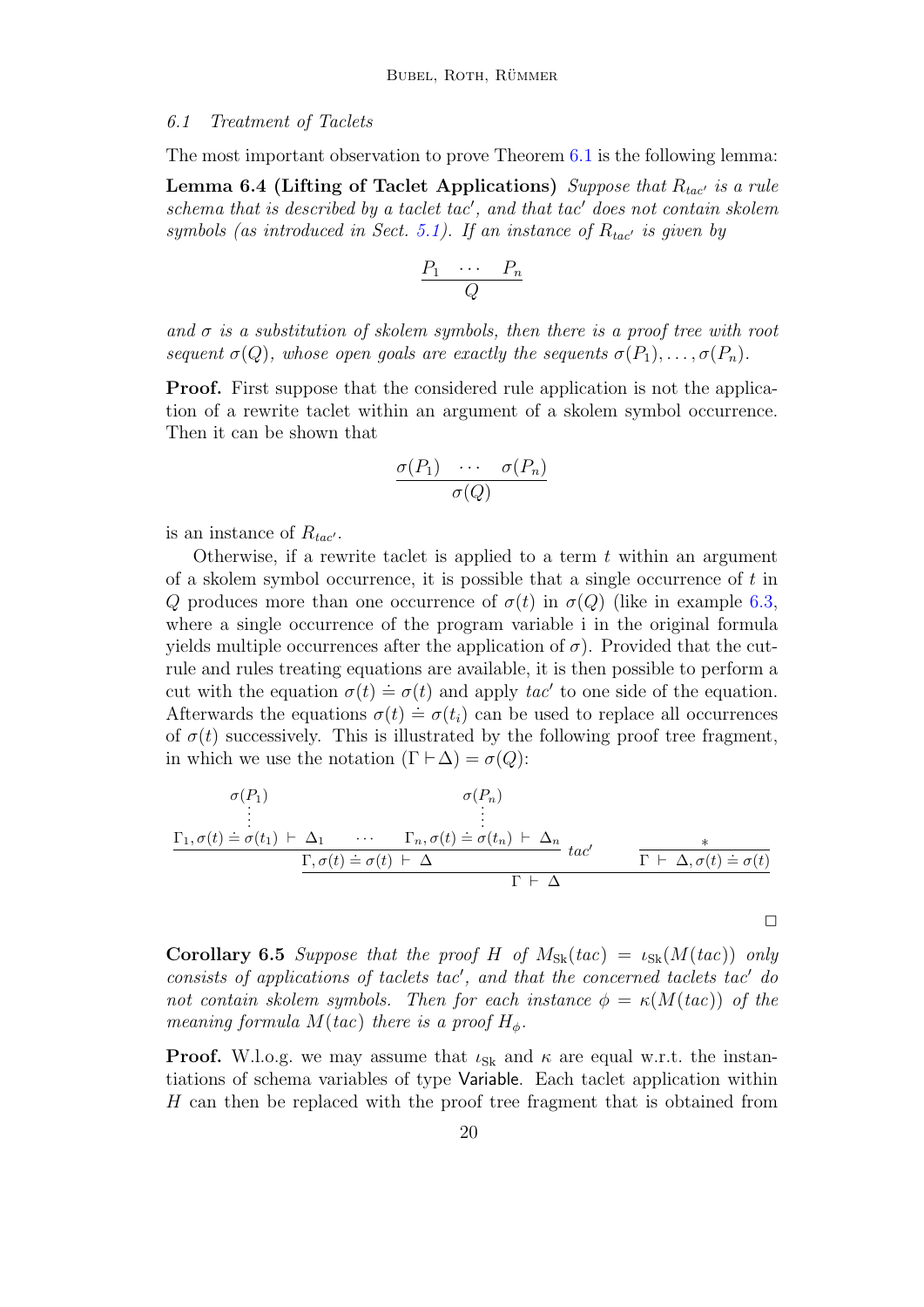### 6.1 Treatment of Taclets

The most important observation to prove Theorem 6.1 is the following lemma:

**Lemma 6.4 (Lifting of Taclet Applications)** *Suppose that $R_{tac'}$ is a rule schema that is described by a taclet $tac'$, and that $tac'$ does not contain skolem symbols (as introduced in Sect. 5.1). If an instance of $R_{tac'}$ is given by*

$$\frac{P_1 \quad \cdots \quad P_n}{Q}$$

*and $\sigma$ is a substitution of skolem symbols, then there is a proof tree with root sequent $\sigma(Q)$, whose open goals are exactly the sequents $\sigma(P_1), \ldots, \sigma(P_n)$.*

**Proof.** First suppose that the considered rule application is not the application of a rewrite taclet within an argument of a skolem symbol occurrence. Then it can be shown that

$$\frac{\sigma(P_1) \quad \cdots \quad \sigma(P_n)}{\sigma(Q)}$$

is an instance of $R_{tac'}$.

Otherwise, if a rewrite taclet is applied to a term $t$ within an argument of a skolem symbol occurrence, it is possible that a single occurrence of $t$ in $Q$ produces more than one occurrence of $\sigma(t)$ in $\sigma(Q)$ (like in example 6.3, where a single occurrence of the program variable i in the original formula yields multiple occurrences after the application of $\sigma$). Provided that the cut-rule and rules treating equations are available, it is then possible to perform a cut with the equation $\sigma(t) \doteq \sigma(t)$ and apply $tac'$ to one side of the equation. Afterwards the equations $\sigma(t) \doteq \sigma(t_i)$ can be used to replace all occurrences of $\sigma(t)$ successively. This is illustrated by the following proof tree fragment, in which we use the notation $(\Gamma \vdash \Delta) = \sigma(Q)$:

$$\cfrac{\cfrac{\cfrac{\sigma(P_1)}{\vdots}\atop{\Gamma_1, \sigma(t) \doteq \sigma(t_1) \;\vdash\; \Delta_1} \quad \cdots \quad \cfrac{\sigma(P_n)}{\vdots}\atop{\Gamma_n, \sigma(t) \doteq \sigma(t_n) \;\vdash\; \Delta_n}}{\Gamma, \sigma(t) \doteq \sigma(t) \;\vdash\; \Delta}\,tac' \qquad \cfrac{*}{\Gamma \;\vdash\; \Delta, \sigma(t) \doteq \sigma(t)}}{\Gamma \;\vdash\; \Delta}$$

$\square$

**Corollary 6.5** *Suppose that the proof $H$ of $M_{\mathrm{Sk}}(tac) = \iota_{\mathrm{Sk}}(M(tac))$ only consists of applications of taclets $tac'$, and that the concerned taclets $tac'$ do not contain skolem symbols. Then for each instance $\phi = \kappa(M(tac))$ of the meaning formula $M(tac)$ there is a proof $H_\phi$.*

**Proof.** W.l.o.g. we may assume that $\iota_{\mathrm{Sk}}$ and $\kappa$ are equal w.r.t. the instantiations of schema variables of type Variable. Each taclet application within $H$ can then be replaced with the proof tree fragment that is obtained from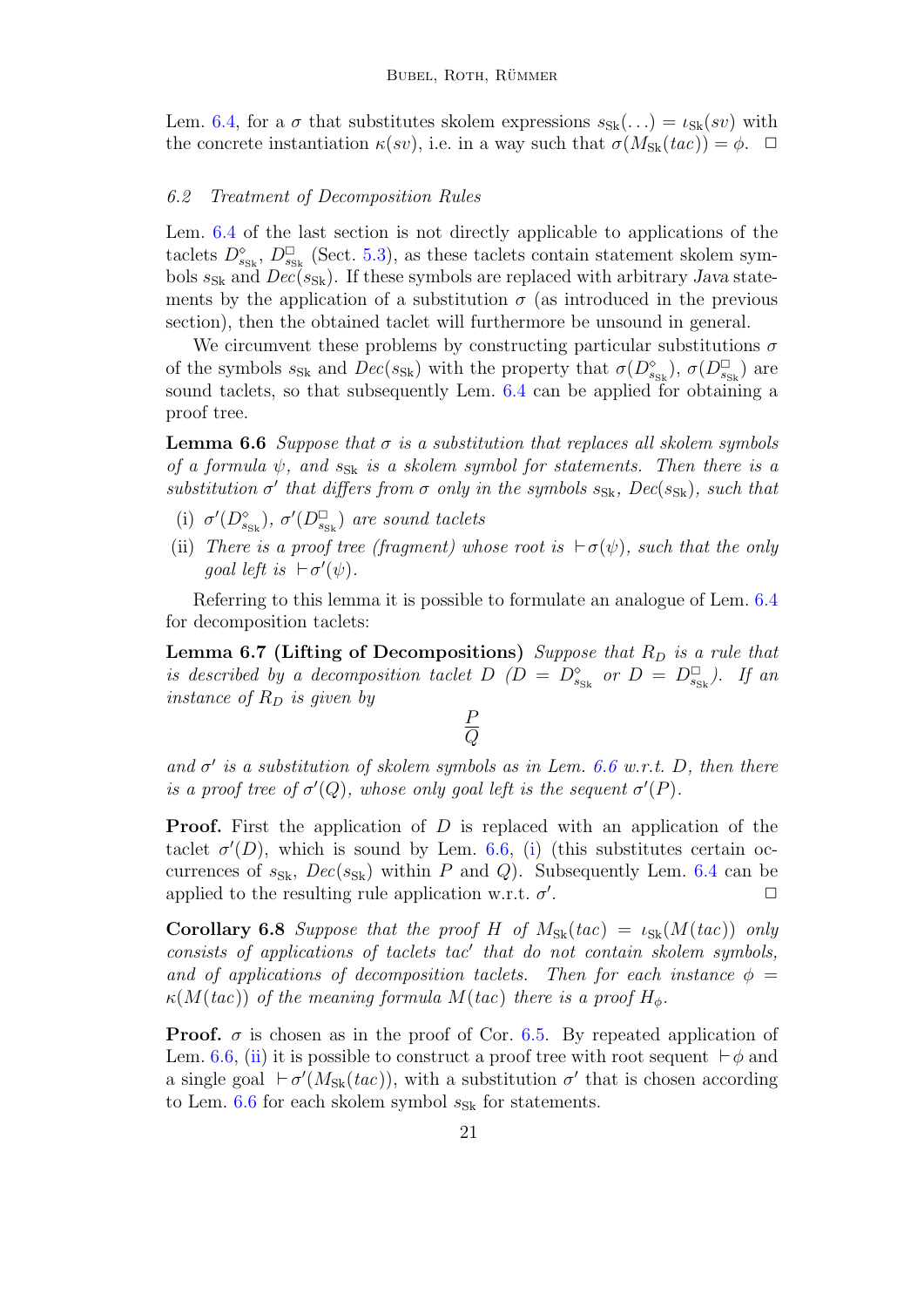Lem. 6.4, for a $\sigma$ that substitutes skolem expressions $s_{\mathrm{Sk}}(\ldots) = \iota_{\mathrm{Sk}}(sv)$ with the concrete instantiation $\kappa(sv)$, i.e. in a way such that $\sigma(M_{\mathrm{Sk}}(tac)) = \phi$. $\square$

### 6.2 Treatment of Decomposition Rules

Lem. 6.4 of the last section is not directly applicable to applications of the taclets $D^{\diamond}_{s_{\mathrm{Sk}}}$, $D^{\square}_{s_{\mathrm{Sk}}}$ (Sect. 5.3), as these taclets contain statement skolem symbols $s_{\mathrm{Sk}}$ and $Dec(s_{\mathrm{Sk}})$. If these symbols are replaced with arbitrary *Java* statements by the application of a substitution $\sigma$ (as introduced in the previous section), then the obtained taclet will furthermore be unsound in general.

We circumvent these problems by constructing particular substitutions $\sigma$ of the symbols $s_{\mathrm{Sk}}$ and $Dec(s_{\mathrm{Sk}})$ with the property that $\sigma(D^{\diamond}_{s_{\mathrm{Sk}}})$, $\sigma(D^{\square}_{s_{\mathrm{Sk}}})$ are sound taclets, so that subsequently Lem. 6.4 can be applied for obtaining a proof tree.

**Lemma 6.6** *Suppose that $\sigma$ is a substitution that replaces all skolem symbols of a formula $\psi$, and $s_{\mathrm{Sk}}$ is a skolem symbol for statements. Then there is a substitution $\sigma'$ that differs from $\sigma$ only in the symbols $s_{\mathrm{Sk}}$, $Dec(s_{\mathrm{Sk}})$, such that*

- (i) *$\sigma'(D^{\diamond}_{s_{\mathrm{Sk}}})$, $\sigma'(D^{\square}_{s_{\mathrm{Sk}}})$ are sound taclets*
- (ii) *There is a proof tree (fragment) whose root is $\vdash \sigma(\psi)$, such that the only goal left is $\vdash \sigma'(\psi)$.*

Referring to this lemma it is possible to formulate an analogue of Lem. 6.4 for decomposition taclets:

**Lemma 6.7 (Lifting of Decompositions)** *Suppose that $R_D$ is a rule that is described by a decomposition taclet $D$ ($D = D^{\diamond}_{s_{\mathrm{Sk}}}$ or $D = D^{\square}_{s_{\mathrm{Sk}}}$). If an instance of $R_D$ is given by*

$$\frac{P}{Q}$$

*and $\sigma'$ is a substitution of skolem symbols as in Lem. 6.6 w.r.t. $D$, then there is a proof tree of $\sigma'(Q)$, whose only goal left is the sequent $\sigma'(P)$.*

**Proof.** First the application of $D$ is replaced with an application of the taclet $\sigma'(D)$, which is sound by Lem. 6.6, (i) (this substitutes certain occurrences of $s_{\mathrm{Sk}}$, $Dec(s_{\mathrm{Sk}})$ within $P$ and $Q$). Subsequently Lem. 6.4 can be applied to the resulting rule application w.r.t. $\sigma'$. $\square$

**Corollary 6.8** *Suppose that the proof $H$ of $M_{\mathrm{Sk}}(tac) = \iota_{\mathrm{Sk}}(M(tac))$ only consists of applications of taclets $tac'$ that do not contain skolem symbols, and of applications of decomposition taclets. Then for each instance $\phi = \kappa(M(tac))$ of the meaning formula $M(tac)$ there is a proof $H_\phi$.*

**Proof.** $\sigma$ is chosen as in the proof of Cor. 6.5. By repeated application of Lem. 6.6, (ii) it is possible to construct a proof tree with root sequent $\vdash \phi$ and a single goal $\vdash \sigma'(M_{\mathrm{Sk}}(tac))$, with a substitution $\sigma'$ that is chosen according to Lem. 6.6 for each skolem symbol $s_{\mathrm{Sk}}$ for statements.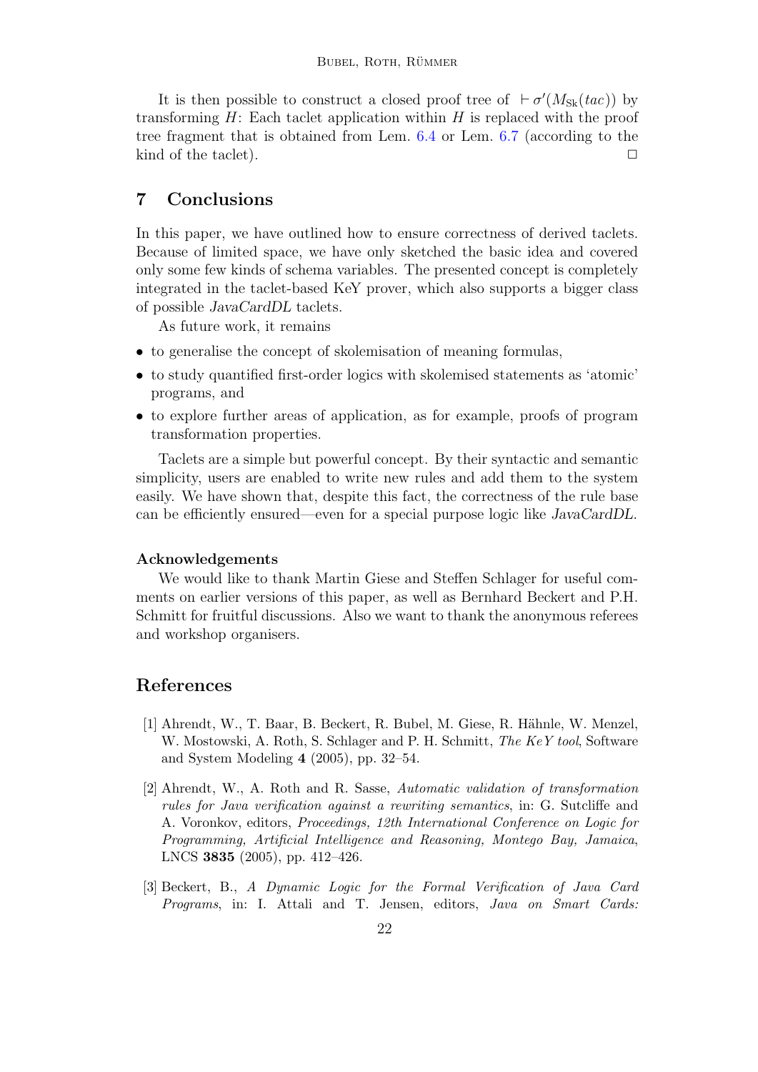It is then possible to construct a closed proof tree of $\vdash \sigma'(M_{\mathrm{Sk}}(tac))$ by transforming $H$: Each taclet application within $H$ is replaced with the proof tree fragment that is obtained from Lem. 6.4 or Lem. 6.7 (according to the kind of the taclet). □

## 7 Conclusions

In this paper, we have outlined how to ensure correctness of derived taclets. Because of limited space, we have only sketched the basic idea and covered only some few kinds of schema variables. The presented concept is completely integrated in the taclet-based KeY prover, which also supports a bigger class of possible *JavaCardDL* taclets.

As future work, it remains

- to generalise the concept of skolemisation of meaning formulas,
- to study quantified first-order logics with skolemised statements as 'atomic' programs, and
- to explore further areas of application, as for example, proofs of program transformation properties.

Taclets are a simple but powerful concept. By their syntactic and semantic simplicity, users are enabled to write new rules and add them to the system easily. We have shown that, despite this fact, the correctness of the rule base can be efficiently ensured—even for a special purpose logic like *JavaCardDL*.

### Acknowledgements

We would like to thank Martin Giese and Steffen Schlager for useful comments on earlier versions of this paper, as well as Bernhard Beckert and P.H. Schmitt for fruitful discussions. Also we want to thank the anonymous referees and workshop organisers.

## References

[1] Ahrendt, W., T. Baar, B. Beckert, R. Bubel, M. Giese, R. Hähnle, W. Menzel, W. Mostowski, A. Roth, S. Schlager and P. H. Schmitt, *The KeY tool*, Software and System Modeling **4** (2005), pp. 32–54.

[2] Ahrendt, W., A. Roth and R. Sasse, *Automatic validation of transformation rules for Java verification against a rewriting semantics*, in: G. Sutcliffe and A. Voronkov, editors, *Proceedings, 12th International Conference on Logic for Programming, Artificial Intelligence and Reasoning, Montego Bay, Jamaica*, LNCS **3835** (2005), pp. 412–426.

[3] Beckert, B., *A Dynamic Logic for the Formal Verification of Java Card Programs*, in: I. Attali and T. Jensen, editors, *Java on Smart Cards:*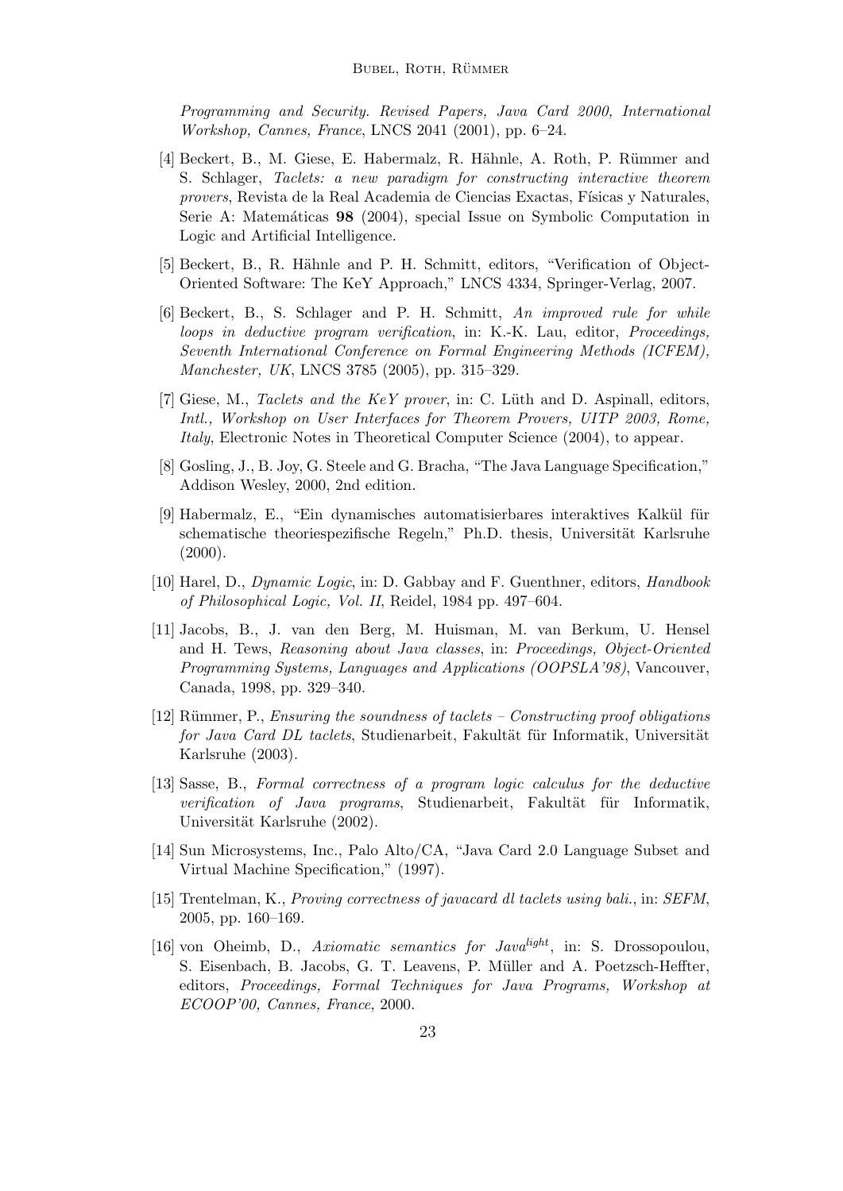*Programming and Security. Revised Papers, Java Card 2000, International Workshop, Cannes, France*, LNCS 2041 (2001), pp. 6–24.

[4] Beckert, B., M. Giese, E. Habermalz, R. Hähnle, A. Roth, P. Rümmer and S. Schlager, *Taclets: a new paradigm for constructing interactive theorem provers*, Revista de la Real Academia de Ciencias Exactas, Físicas y Naturales, Serie A: Matemáticas **98** (2004), special Issue on Symbolic Computation in Logic and Artificial Intelligence.

[5] Beckert, B., R. Hähnle and P. H. Schmitt, editors, "Verification of Object-Oriented Software: The KeY Approach," LNCS 4334, Springer-Verlag, 2007.

[6] Beckert, B., S. Schlager and P. H. Schmitt, *An improved rule for while loops in deductive program verification*, in: K.-K. Lau, editor, *Proceedings, Seventh International Conference on Formal Engineering Methods (ICFEM), Manchester, UK*, LNCS 3785 (2005), pp. 315–329.

[7] Giese, M., *Taclets and the KeY prover*, in: C. Lüth and D. Aspinall, editors, *Intl., Workshop on User Interfaces for Theorem Provers, UITP 2003, Rome, Italy*, Electronic Notes in Theoretical Computer Science (2004), to appear.

[8] Gosling, J., B. Joy, G. Steele and G. Bracha, "The Java Language Specification," Addison Wesley, 2000, 2nd edition.

[9] Habermalz, E., "Ein dynamisches automatisierbares interaktives Kalkül für schematische theoriespezifische Regeln," Ph.D. thesis, Universität Karlsruhe (2000).

[10] Harel, D., *Dynamic Logic*, in: D. Gabbay and F. Guenthner, editors, *Handbook of Philosophical Logic, Vol. II*, Reidel, 1984 pp. 497–604.

[11] Jacobs, B., J. van den Berg, M. Huisman, M. van Berkum, U. Hensel and H. Tews, *Reasoning about Java classes*, in: *Proceedings, Object-Oriented Programming Systems, Languages and Applications (OOPSLA'98)*, Vancouver, Canada, 1998, pp. 329–340.

[12] Rümmer, P., *Ensuring the soundness of taclets – Constructing proof obligations for Java Card DL taclets*, Studienarbeit, Fakultät für Informatik, Universität Karlsruhe (2003).

[13] Sasse, B., *Formal correctness of a program logic calculus for the deductive verification of Java programs*, Studienarbeit, Fakultät für Informatik, Universität Karlsruhe (2002).

[14] Sun Microsystems, Inc., Palo Alto/CA, "Java Card 2.0 Language Subset and Virtual Machine Specification," (1997).

[15] Trentelman, K., *Proving correctness of javacard dl taclets using bali.*, in: *SEFM*, 2005, pp. 160–169.

[16] von Oheimb, D., *Axiomatic semantics for Java$^{light}$*, in: S. Drossopoulou, S. Eisenbach, B. Jacobs, G. T. Leavens, P. Müller and A. Poetzsch-Heffter, editors, *Proceedings, Formal Techniques for Java Programs, Workshop at ECOOP'00, Cannes, France*, 2000.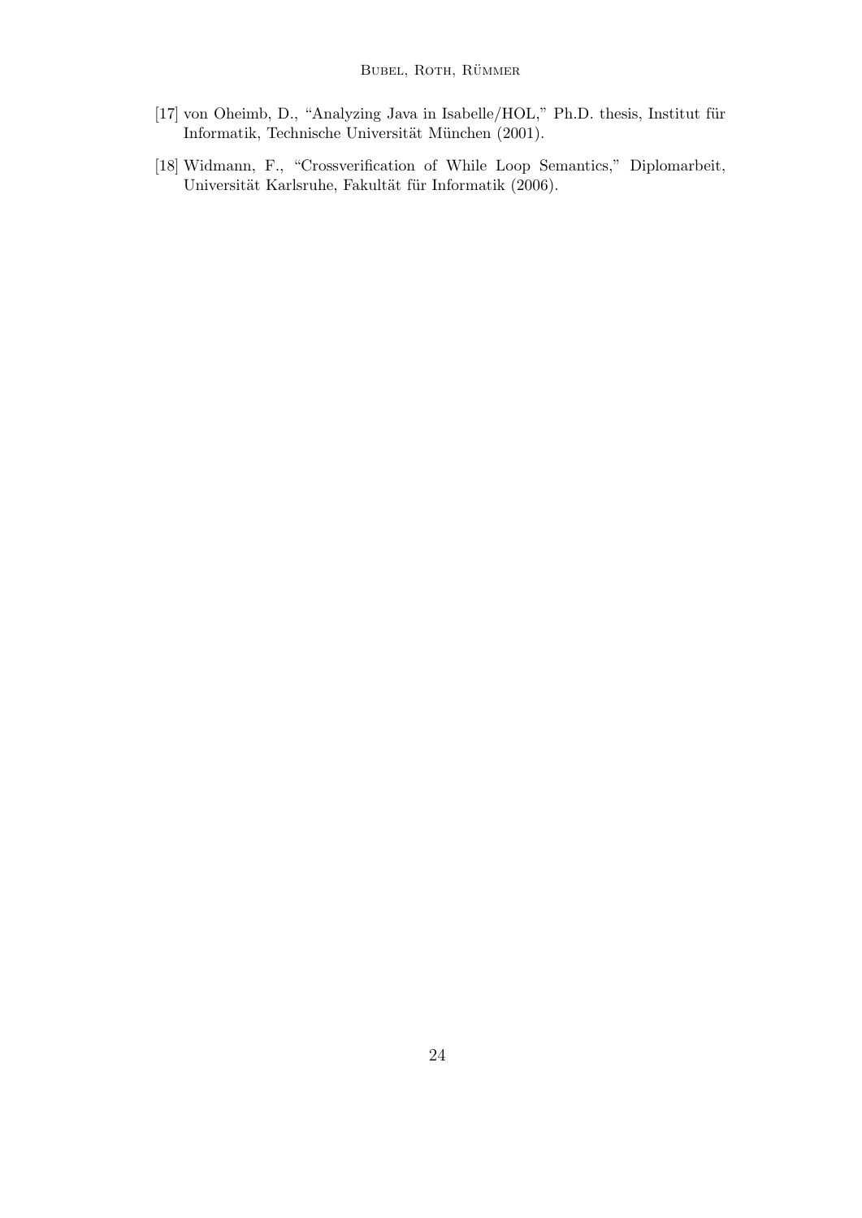[17] von Oheimb, D., "Analyzing Java in Isabelle/HOL," Ph.D. thesis, Institut für Informatik, Technische Universität München (2001).

[18] Widmann, F., "Crossverification of While Loop Semantics," Diplomarbeit, Universität Karlsruhe, Fakultät für Informatik (2006).